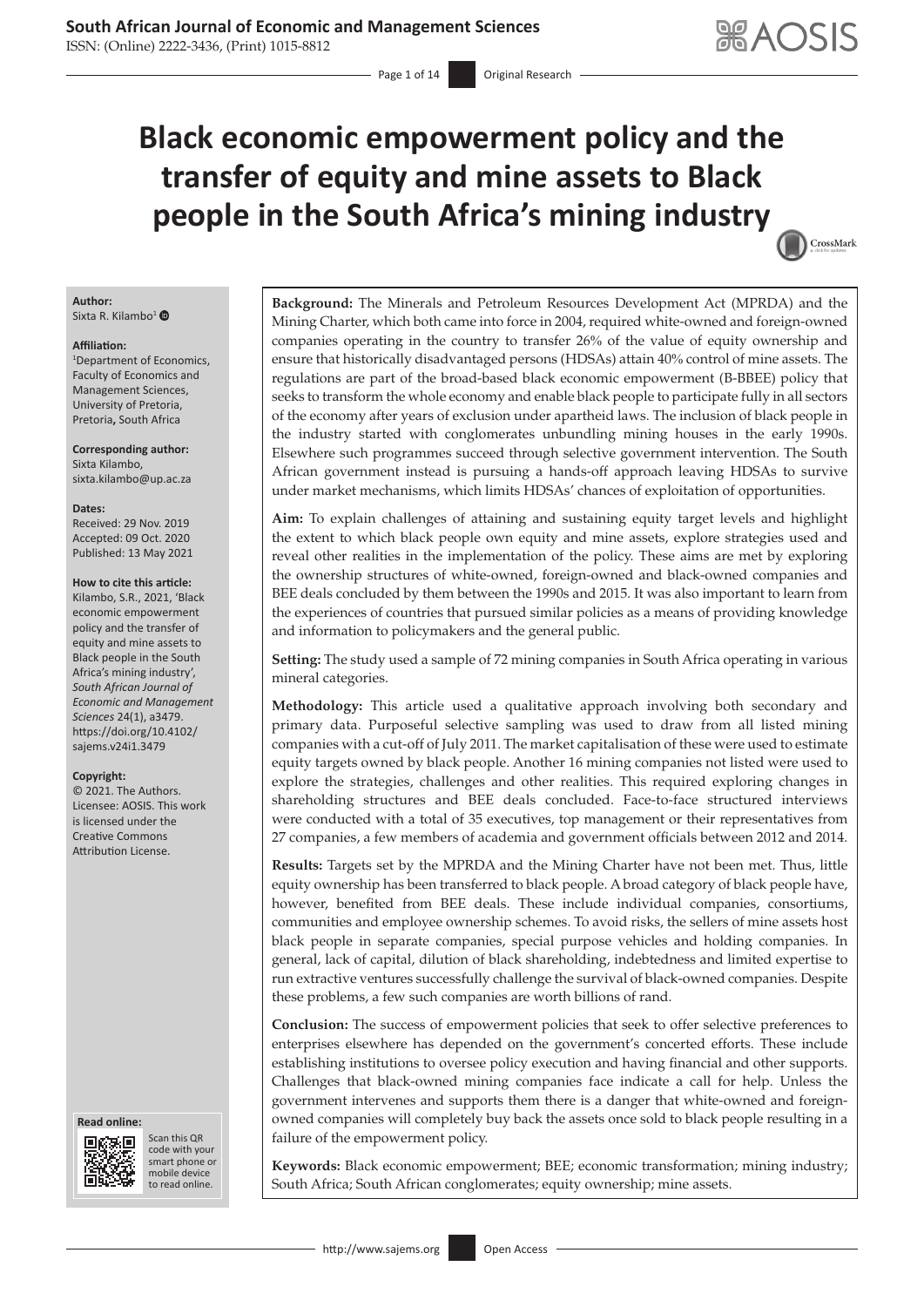# Black economic empowerment policy and the transfer of equity and mine assets to Black people in the South Africa's mining industry

**Author:**
Sixta R. Kilambo[1]

**Affiliation:**
[1]Department of Economics, Faculty of Economics and Management Sciences, University of Pretoria, Pretoria, South Africa

**Corresponding author:**
Sixta Kilambo,
sixta.kilambo@up.ac.za

**Dates:**
Received: 29 Nov. 2019
Accepted: 09 Oct. 2020
Published: 13 May 2021

**How to cite this article:**
Kilambo, S.R., 2021, 'Black economic empowerment policy and the transfer of equity and mine assets to Black people in the South Africa's mining industry', *South African Journal of Economic and Management Sciences* 24(1), a3479. https://doi.org/10.4102/sajems.v24i1.3479

**Copyright:**
© 2021. The Authors. Licensee: AOSIS. This work is licensed under the Creative Commons Attribution License.

**Background:** The Minerals and Petroleum Resources Development Act (MPRDA) and the Mining Charter, which both came into force in 2004, required white-owned and foreign-owned companies operating in the country to transfer 26% of the value of equity ownership and ensure that historically disadvantaged persons (HDSAs) attain 40% control of mine assets. The regulations are part of the broad-based black economic empowerment (B-BBEE) policy that seeks to transform the whole economy and enable black people to participate fully in all sectors of the economy after years of exclusion under apartheid laws. The inclusion of black people in the industry started with conglomerates unbundling mining houses in the early 1990s. Elsewhere such programmes succeed through selective government intervention. The South African government instead is pursuing a hands-off approach leaving HDSAs to survive under market mechanisms, which limits HDSAs' chances of exploitation of opportunities.

**Aim:** To explain challenges of attaining and sustaining equity target levels and highlight the extent to which black people own equity and mine assets, explore strategies used and reveal other realities in the implementation of the policy. These aims are met by exploring the ownership structures of white-owned, foreign-owned and black-owned companies and BEE deals concluded by them between the 1990s and 2015. It was also important to learn from the experiences of countries that pursued similar policies as a means of providing knowledge and information to policymakers and the general public.

**Setting:** The study used a sample of 72 mining companies in South Africa operating in various mineral categories.

**Methodology:** This article used a qualitative approach involving both secondary and primary data. Purposeful selective sampling was used to draw from all listed mining companies with a cut-off of July 2011. The market capitalisation of these were used to estimate equity targets owned by black people. Another 16 mining companies not listed were used to explore the strategies, challenges and other realities. This required exploring changes in shareholding structures and BEE deals concluded. Face-to-face structured interviews were conducted with a total of 35 executives, top management or their representatives from 27 companies, a few members of academia and government officials between 2012 and 2014.

**Results:** Targets set by the MPRDA and the Mining Charter have not been met. Thus, little equity ownership has been transferred to black people. A broad category of black people have, however, benefited from BEE deals. These include individual companies, consortiums, communities and employee ownership schemes. To avoid risks, the sellers of mine assets host black people in separate companies, special purpose vehicles and holding companies. In general, lack of capital, dilution of black shareholding, indebtedness and limited expertise to run extractive ventures successfully challenge the survival of black-owned companies. Despite these problems, a few such companies are worth billions of rand.

**Conclusion:** The success of empowerment policies that seek to offer selective preferences to enterprises elsewhere has depended on the government's concerted efforts. These include establishing institutions to oversee policy execution and having financial and other supports. Challenges that black-owned mining companies face indicate a call for help. Unless the government intervenes and supports them there is a danger that white-owned and foreign-owned companies will completely buy back the assets once sold to black people resulting in a failure of the empowerment policy.

**Keywords:** Black economic empowerment; BEE; economic transformation; mining industry; South Africa; South African conglomerates; equity ownership; mine assets.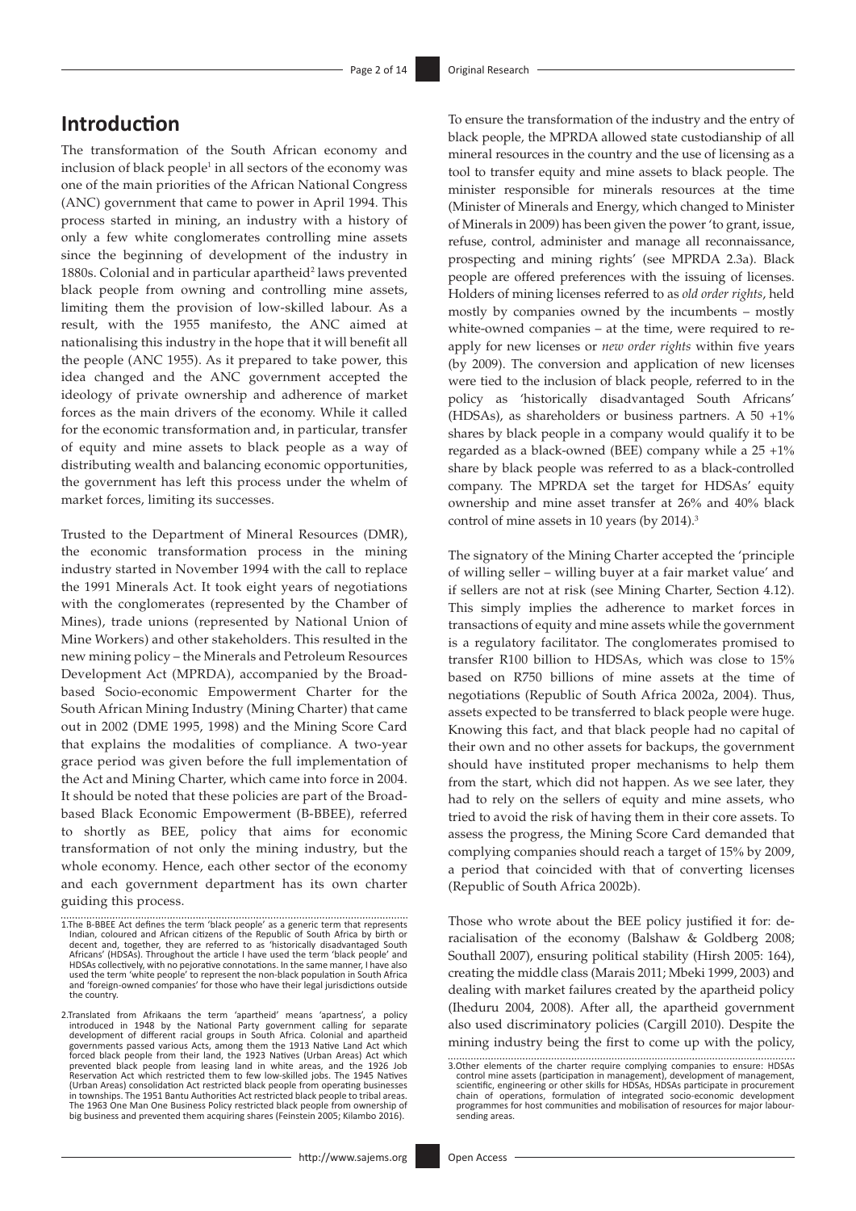## Introduction

The transformation of the South African economy and inclusion of black people[1] in all sectors of the economy was one of the main priorities of the African National Congress (ANC) government that came to power in April 1994. This process started in mining, an industry with a history of only a few white conglomerates controlling mine assets since the beginning of development of the industry in 1880s. Colonial and in particular apartheid[2] laws prevented black people from owning and controlling mine assets, limiting them the provision of low-skilled labour. As a result, with the 1955 manifesto, the ANC aimed at nationalising this industry in the hope that it will benefit all the people (ANC 1955). As it prepared to take power, this idea changed and the ANC government accepted the ideology of private ownership and adherence of market forces as the main drivers of the economy. While it called for the economic transformation and, in particular, transfer of equity and mine assets to black people as a way of distributing wealth and balancing economic opportunities, the government has left this process under the whelm of market forces, limiting its successes.

Trusted to the Department of Mineral Resources (DMR), the economic transformation process in the mining industry started in November 1994 with the call to replace the 1991 Minerals Act. It took eight years of negotiations with the conglomerates (represented by the Chamber of Mines), trade unions (represented by National Union of Mine Workers) and other stakeholders. This resulted in the new mining policy – the Minerals and Petroleum Resources Development Act (MPRDA), accompanied by the Broad-based Socio-economic Empowerment Charter for the South African Mining Industry (Mining Charter) that came out in 2002 (DME 1995, 1998) and the Mining Score Card that explains the modalities of compliance. A two-year grace period was given before the full implementation of the Act and Mining Charter, which came into force in 2004. It should be noted that these policies are part of the Broad-based Black Economic Empowerment (B-BBEE), referred to shortly as BEE, policy that aims for economic transformation of not only the mining industry, but the whole economy. Hence, each other sector of the economy and each government department has its own charter guiding this process.

To ensure the transformation of the industry and the entry of black people, the MPRDA allowed state custodianship of all mineral resources in the country and the use of licensing as a tool to transfer equity and mine assets to black people. The minister responsible for minerals resources at the time (Minister of Minerals and Energy, which changed to Minister of Minerals in 2009) has been given the power 'to grant, issue, refuse, control, administer and manage all reconnaissance, prospecting and mining rights' (see MPRDA 2.3a). Black people are offered preferences with the issuing of licenses. Holders of mining licenses referred to as *old order rights*, held mostly by companies owned by the incumbents – mostly white-owned companies – at the time, were required to re-apply for new licenses or *new order rights* within five years (by 2009). The conversion and application of new licenses were tied to the inclusion of black people, referred to in the policy as 'historically disadvantaged South Africans' (HDSAs), as shareholders or business partners. A 50 +1% shares by black people in a company would qualify it to be regarded as a black-owned (BEE) company while a 25 +1% share by black people was referred to as a black-controlled company. The MPRDA set the target for HDSAs' equity ownership and mine asset transfer at 26% and 40% black control of mine assets in 10 years (by 2014).[3]

The signatory of the Mining Charter accepted the 'principle of willing seller – willing buyer at a fair market value' and if sellers are not at risk (see Mining Charter, Section 4.12). This simply implies the adherence to market forces in transactions of equity and mine assets while the government is a regulatory facilitator. The conglomerates promised to transfer R100 billion to HDSAs, which was close to 15% based on R750 billions of mine assets at the time of negotiations (Republic of South Africa 2002a, 2004). Thus, assets expected to be transferred to black people were huge. Knowing this fact, and that black people had no capital of their own and no other assets for backups, the government should have instituted proper mechanisms to help them from the start, which did not happen. As we see later, they had to rely on the sellers of equity and mine assets, who tried to avoid the risk of having them in their core assets. To assess the progress, the Mining Score Card demanded that complying companies should reach a target of 15% by 2009, a period that coincided with that of converting licenses (Republic of South Africa 2002b).

Those who wrote about the BEE policy justified it for: de-racialisation of the economy (Balshaw & Goldberg 2008; Southall 2007), ensuring political stability (Hirsh 2005: 164), creating the middle class (Marais 2011; Mbeki 1999, 2003) and dealing with market failures created by the apartheid policy (Iheduru 2004, 2008). After all, the apartheid government also used discriminatory policies (Cargill 2010). Despite the mining industry being the first to come up with the policy,

1. The B-BBEE Act defines the term 'black people' as a generic term that represents Indian, coloured and African citizens of the Republic of South Africa by birth or decent and, together, they are referred to as 'historically disadvantaged South Africans' (HDSAs). Throughout the article I have used the term 'black people' and HDSAs collectively, with no pejorative connotations. In the same manner, I have also used the term 'white people' to represent the non-black population in South Africa and 'foreign-owned companies' for those who have their legal jurisdictions outside the country.

2. Translated from Afrikaans the term 'apartheid' means 'apartness', a policy introduced in 1948 by the National Party government calling for separate development of different racial groups in South Africa. Colonial and apartheid governments passed various Acts, among them the 1913 Native Land Act which forced black people from their land, the 1923 Natives (Urban Areas) Act which prevented black people from leasing land in white areas, and the 1926 Job Reservation Act which restricted them to few low-skilled jobs. The 1945 Natives (Urban Areas) consolidation Act restricted black people from operating businesses in townships. The 1951 Bantu Authorities Act restricted black people to tribal areas. The 1963 One Man One Business Policy restricted black people from ownership of big business and prevented them acquiring shares (Feinstein 2005; Kilambo 2016).

3. Other elements of the charter require complying companies to ensure: HDSAs control mine assets (participation in management), development of management, scientific, engineering or other skills for HDSAs, HDSAs participate in procurement chain of operations, formulation of integrated socio-economic development programmes for host communities and mobilisation of resources for major labour-sending areas.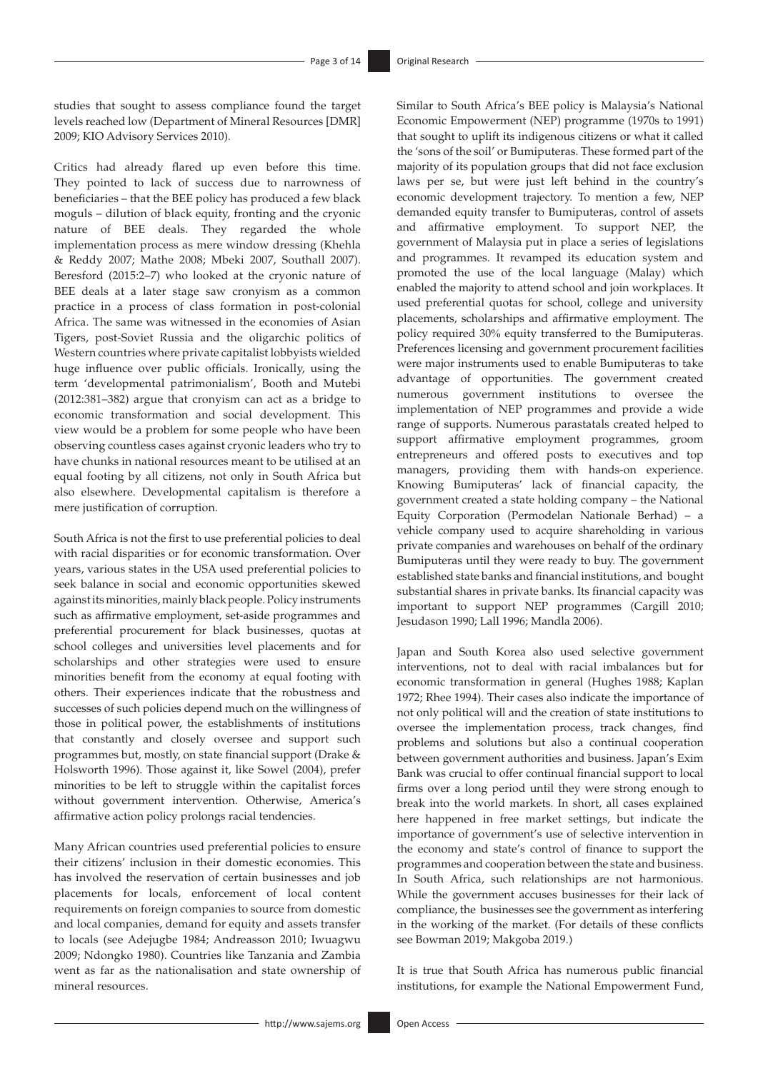studies that sought to assess compliance found the target levels reached low (Department of Mineral Resources [DMR] 2009; KIO Advisory Services 2010).

Critics had already flared up even before this time. They pointed to lack of success due to narrowness of beneficiaries – that the BEE policy has produced a few black moguls – dilution of black equity, fronting and the cryonic nature of BEE deals. They regarded the whole implementation process as mere window dressing (Khehla & Reddy 2007; Mathe 2008; Mbeki 2007, Southall 2007). Beresford (2015:2–7) who looked at the cryonic nature of BEE deals at a later stage saw cronyism as a common practice in a process of class formation in post-colonial Africa. The same was witnessed in the economies of Asian Tigers, post-Soviet Russia and the oligarchic politics of Western countries where private capitalist lobbyists wielded huge influence over public officials. Ironically, using the term 'developmental patrimonialism', Booth and Mutebi (2012:381–382) argue that cronyism can act as a bridge to economic transformation and social development. This view would be a problem for some people who have been observing countless cases against cryonic leaders who try to have chunks in national resources meant to be utilised at an equal footing by all citizens, not only in South Africa but also elsewhere. Developmental capitalism is therefore a mere justification of corruption.

South Africa is not the first to use preferential policies to deal with racial disparities or for economic transformation. Over years, various states in the USA used preferential policies to seek balance in social and economic opportunities skewed against its minorities, mainly black people. Policy instruments such as affirmative employment, set-aside programmes and preferential procurement for black businesses, quotas at school colleges and universities level placements and for scholarships and other strategies were used to ensure minorities benefit from the economy at equal footing with others. Their experiences indicate that the robustness and successes of such policies depend much on the willingness of those in political power, the establishments of institutions that constantly and closely oversee and support such programmes but, mostly, on state financial support (Drake & Holsworth 1996). Those against it, like Sowel (2004), prefer minorities to be left to struggle within the capitalist forces without government intervention. Otherwise, America's affirmative action policy prolongs racial tendencies.

Many African countries used preferential policies to ensure their citizens' inclusion in their domestic economies. This has involved the reservation of certain businesses and job placements for locals, enforcement of local content requirements on foreign companies to source from domestic and local companies, demand for equity and assets transfer to locals (see Adejugbe 1984; Andreasson 2010; Iwuagwu 2009; Ndongko 1980). Countries like Tanzania and Zambia went as far as the nationalisation and state ownership of mineral resources.

Similar to South Africa's BEE policy is Malaysia's National Economic Empowerment (NEP) programme (1970s to 1991) that sought to uplift its indigenous citizens or what it called the 'sons of the soil' or Bumiputeras. These formed part of the majority of its population groups that did not face exclusion laws per se, but were just left behind in the country's economic development trajectory. To mention a few, NEP demanded equity transfer to Bumiputeras, control of assets and affirmative employment. To support NEP, the government of Malaysia put in place a series of legislations and programmes. It revamped its education system and promoted the use of the local language (Malay) which enabled the majority to attend school and join workplaces. It used preferential quotas for school, college and university placements, scholarships and affirmative employment. The policy required 30% equity transferred to the Bumiputeras. Preferences licensing and government procurement facilities were major instruments used to enable Bumiputeras to take advantage of opportunities. The government created numerous government institutions to oversee the implementation of NEP programmes and provide a wide range of supports. Numerous parastatals created helped to support affirmative employment programmes, groom entrepreneurs and offered posts to executives and top managers, providing them with hands-on experience. Knowing Bumiputeras' lack of financial capacity, the government created a state holding company – the National Equity Corporation (Permodelan Nationale Berhad) – a vehicle company used to acquire shareholding in various private companies and warehouses on behalf of the ordinary Bumiputeras until they were ready to buy. The government established state banks and financial institutions, and bought substantial shares in private banks. Its financial capacity was important to support NEP programmes (Cargill 2010; Jesudason 1990; Lall 1996; Mandla 2006).

Japan and South Korea also used selective government interventions, not to deal with racial imbalances but for economic transformation in general (Hughes 1988; Kaplan 1972; Rhee 1994). Their cases also indicate the importance of not only political will and the creation of state institutions to oversee the implementation process, track changes, find problems and solutions but also a continual cooperation between government authorities and business. Japan's Exim Bank was crucial to offer continual financial support to local firms over a long period until they were strong enough to break into the world markets. In short, all cases explained here happened in free market settings, but indicate the importance of government's use of selective intervention in the economy and state's control of finance to support the programmes and cooperation between the state and business. In South Africa, such relationships are not harmonious. While the government accuses businesses for their lack of compliance, the businesses see the government as interfering in the working of the market. (For details of these conflicts see Bowman 2019; Makgoba 2019.)

It is true that South Africa has numerous public financial institutions, for example the National Empowerment Fund,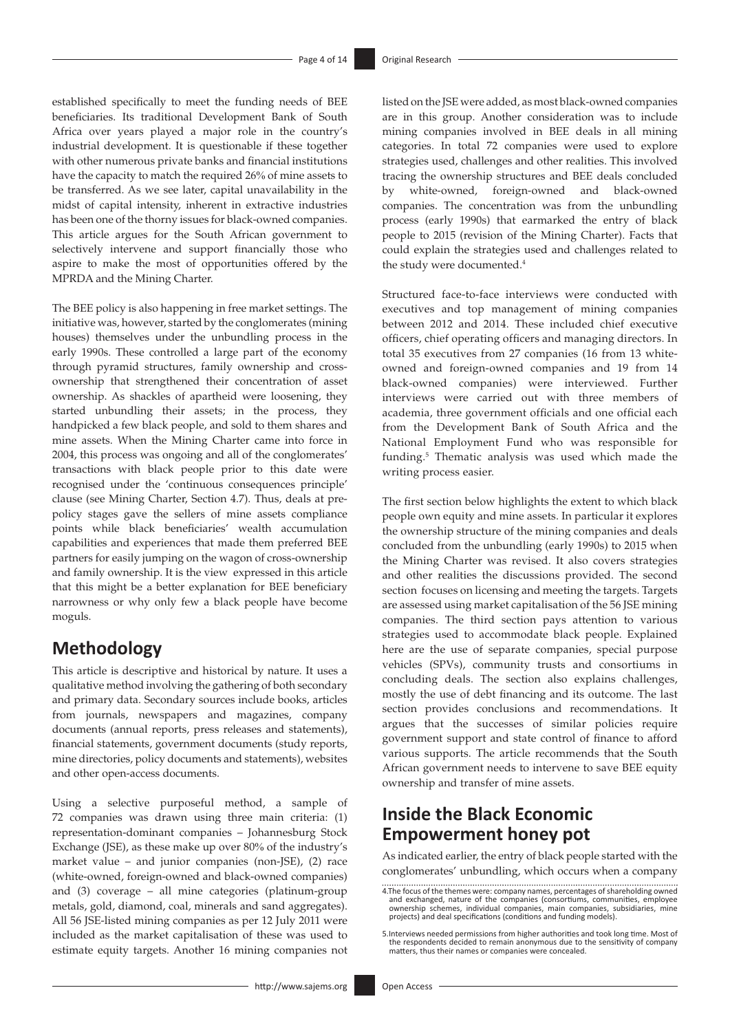established specifically to meet the funding needs of BEE beneficiaries. Its traditional Development Bank of South Africa over years played a major role in the country's industrial development. It is questionable if these together with other numerous private banks and financial institutions have the capacity to match the required 26% of mine assets to be transferred. As we see later, capital unavailability in the midst of capital intensity, inherent in extractive industries has been one of the thorny issues for black-owned companies. This article argues for the South African government to selectively intervene and support financially those who aspire to make the most of opportunities offered by the MPRDA and the Mining Charter.

The BEE policy is also happening in free market settings. The initiative was, however, started by the conglomerates (mining houses) themselves under the unbundling process in the early 1990s. These controlled a large part of the economy through pyramid structures, family ownership and cross-ownership that strengthened their concentration of asset ownership. As shackles of apartheid were loosening, they started unbundling their assets; in the process, they handpicked a few black people, and sold to them shares and mine assets. When the Mining Charter came into force in 2004, this process was ongoing and all of the conglomerates' transactions with black people prior to this date were recognised under the 'continuous consequences principle' clause (see Mining Charter, Section 4.7). Thus, deals at pre-policy stages gave the sellers of mine assets compliance points while black beneficiaries' wealth accumulation capabilities and experiences that made them preferred BEE partners for easily jumping on the wagon of cross-ownership and family ownership. It is the view expressed in this article that this might be a better explanation for BEE beneficiary narrowness or why only few a black people have become moguls.

## Methodology

This article is descriptive and historical by nature. It uses a qualitative method involving the gathering of both secondary and primary data. Secondary sources include books, articles from journals, newspapers and magazines, company documents (annual reports, press releases and statements), financial statements, government documents (study reports, mine directories, policy documents and statements), websites and other open-access documents.

Using a selective purposeful method, a sample of 72 companies was drawn using three main criteria: (1) representation-dominant companies – Johannesburg Stock Exchange (JSE), as these make up over 80% of the industry's market value – and junior companies (non-JSE), (2) race (white-owned, foreign-owned and black-owned companies) and (3) coverage – all mine categories (platinum-group metals, gold, diamond, coal, minerals and sand aggregates). All 56 JSE-listed mining companies as per 12 July 2011 were included as the market capitalisation of these was used to estimate equity targets. Another 16 mining companies not listed on the JSE were added, as most black-owned companies are in this group. Another consideration was to include mining companies involved in BEE deals in all mining categories. In total 72 companies were used to explore strategies used, challenges and other realities. This involved tracing the ownership structures and BEE deals concluded by white-owned, foreign-owned and black-owned companies. The concentration was from the unbundling process (early 1990s) that earmarked the entry of black people to 2015 (revision of the Mining Charter). Facts that could explain the strategies used and challenges related to the study were documented.[4]

Structured face-to-face interviews were conducted with executives and top management of mining companies between 2012 and 2014. These included chief executive officers, chief operating officers and managing directors. In total 35 executives from 27 companies (16 from 13 white-owned and foreign-owned companies and 19 from 14 black-owned companies) were interviewed. Further interviews were carried out with three members of academia, three government officials and one official each from the Development Bank of South Africa and the National Employment Fund who was responsible for funding.[5] Thematic analysis was used which made the writing process easier.

The first section below highlights the extent to which black people own equity and mine assets. In particular it explores the ownership structure of the mining companies and deals concluded from the unbundling (early 1990s) to 2015 when the Mining Charter was revised. It also covers strategies and other realities the discussions provided. The second section focuses on licensing and meeting the targets. Targets are assessed using market capitalisation of the 56 JSE mining companies. The third section pays attention to various strategies used to accommodate black people. Explained here are the use of separate companies, special purpose vehicles (SPVs), community trusts and consortiums in concluding deals. The section also explains challenges, mostly the use of debt financing and its outcome. The last section provides conclusions and recommendations. It argues that the successes of similar policies require government support and state control of finance to afford various supports. The article recommends that the South African government needs to intervene to save BEE equity ownership and transfer of mine assets.

## Inside the Black Economic Empowerment honey pot

As indicated earlier, the entry of black people started with the conglomerates' unbundling, which occurs when a company

4. The focus of the themes were: company names, percentages of shareholding owned and exchanged, nature of the companies (consortiums, communities, employee ownership schemes, individual companies, main companies, subsidiaries, mine projects) and deal specifications (conditions and funding models).

5. Interviews needed permissions from higher authorities and took long time. Most of the respondents decided to remain anonymous due to the sensitivity of company matters, thus their names or companies were concealed.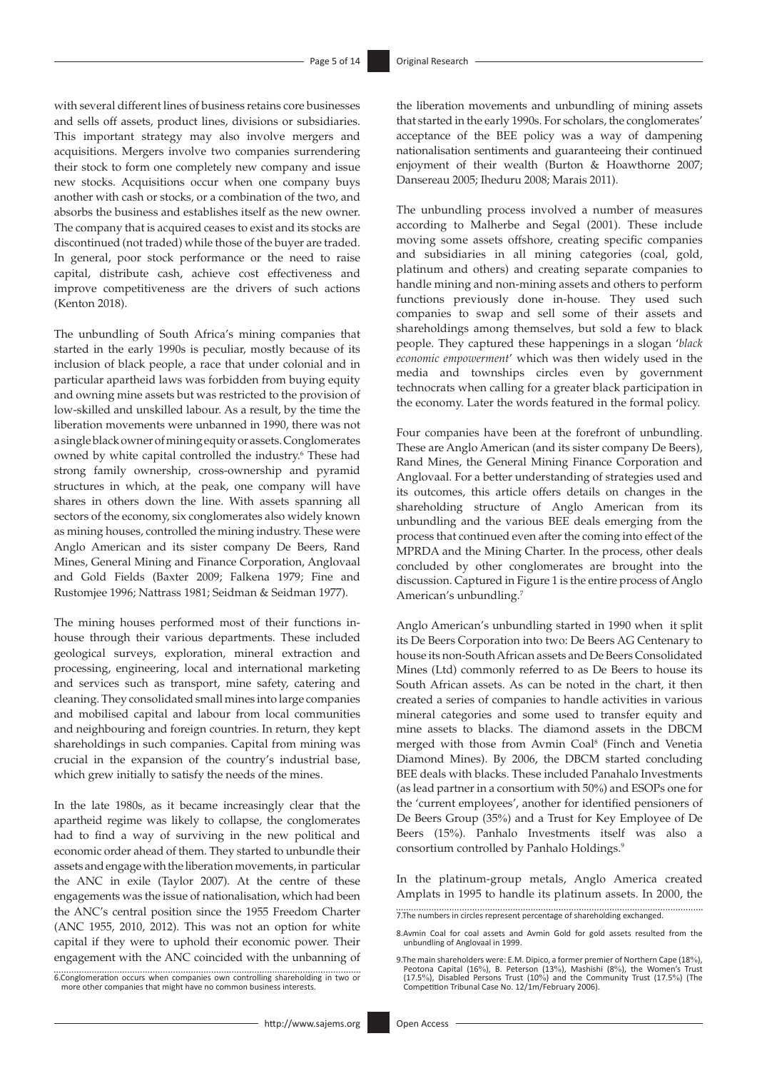with several different lines of business retains core businesses and sells off assets, product lines, divisions or subsidiaries. This important strategy may also involve mergers and acquisitions. Mergers involve two companies surrendering their stock to form one completely new company and issue new stocks. Acquisitions occur when one company buys another with cash or stocks, or a combination of the two, and absorbs the business and establishes itself as the new owner. The company that is acquired ceases to exist and its stocks are discontinued (not traded) while those of the buyer are traded. In general, poor stock performance or the need to raise capital, distribute cash, achieve cost effectiveness and improve competitiveness are the drivers of such actions (Kenton 2018).

The unbundling of South Africa's mining companies that started in the early 1990s is peculiar, mostly because of its inclusion of black people, a race that under colonial and in particular apartheid laws was forbidden from buying equity and owning mine assets but was restricted to the provision of low-skilled and unskilled labour. As a result, by the time the liberation movements were unbanned in 1990, there was not a single black owner of mining equity or assets. Conglomerates owned by white capital controlled the industry.[6] These had strong family ownership, cross-ownership and pyramid structures in which, at the peak, one company will have shares in others down the line. With assets spanning all sectors of the economy, six conglomerates also widely known as mining houses, controlled the mining industry. These were Anglo American and its sister company De Beers, Rand Mines, General Mining and Finance Corporation, Anglovaal and Gold Fields (Baxter 2009; Falkena 1979; Fine and Rustomjee 1996; Nattrass 1981; Seidman & Seidman 1977).

The mining houses performed most of their functions in-house through their various departments. These included geological surveys, exploration, mineral extraction and processing, engineering, local and international marketing and services such as transport, mine safety, catering and cleaning. They consolidated small mines into large companies and mobilised capital and labour from local communities and neighbouring and foreign countries. In return, they kept shareholdings in such companies. Capital from mining was crucial in the expansion of the country's industrial base, which grew initially to satisfy the needs of the mines.

In the late 1980s, as it became increasingly clear that the apartheid regime was likely to collapse, the conglomerates had to find a way of surviving in the new political and economic order ahead of them. They started to unbundle their assets and engage with the liberation movements, in particular the ANC in exile (Taylor 2007). At the centre of these engagements was the issue of nationalisation, which had been the ANC's central position since the 1955 Freedom Charter (ANC 1955, 2010, 2012). This was not an option for white capital if they were to uphold their economic power. Their engagement with the ANC coincided with the unbanning of the liberation movements and unbundling of mining assets that started in the early 1990s. For scholars, the conglomerates' acceptance of the BEE policy was a way of dampening nationalisation sentiments and guaranteeing their continued enjoyment of their wealth (Burton & Hoawthorne 2007; Dansereau 2005; Iheduru 2008; Marais 2011).

The unbundling process involved a number of measures according to Malherbe and Segal (2001). These include moving some assets offshore, creating specific companies and subsidiaries in all mining categories (coal, gold, platinum and others) and creating separate companies to handle mining and non-mining assets and others to perform functions previously done in-house. They used such companies to swap and sell some of their assets and shareholdings among themselves, but sold a few to black people. They captured these happenings in a slogan '*black economic empowerment*' which was then widely used in the media and townships circles even by government technocrats when calling for a greater black participation in the economy. Later the words featured in the formal policy.

Four companies have been at the forefront of unbundling. These are Anglo American (and its sister company De Beers), Rand Mines, the General Mining Finance Corporation and Anglovaal. For a better understanding of strategies used and its outcomes, this article offers details on changes in the shareholding structure of Anglo American from its unbundling and the various BEE deals emerging from the process that continued even after the coming into effect of the MPRDA and the Mining Charter. In the process, other deals concluded by other conglomerates are brought into the discussion. Captured in Figure 1 is the entire process of Anglo American's unbundling.[7]

Anglo American's unbundling started in 1990 when it split its De Beers Corporation into two: De Beers AG Centenary to house its non-South African assets and De Beers Consolidated Mines (Ltd) commonly referred to as De Beers to house its South African assets. As can be noted in the chart, it then created a series of companies to handle activities in various mineral categories and some used to transfer equity and mine assets to blacks. The diamond assets in the DBCM merged with those from Avmin Coal[8] (Finch and Venetia Diamond Mines). By 2006, the DBCM started concluding BEE deals with blacks. These included Panahalo Investments (as lead partner in a consortium with 50%) and ESOPs one for the 'current employees', another for identified pensioners of De Beers Group (35%) and a Trust for Key Employee of De Beers (15%). Panhalo Investments itself was also a consortium controlled by Panhalo Holdings.[9]

In the platinum-group metals, Anglo America created Amplats in 1995 to handle its platinum assets. In 2000, the

6.Conglomeration occurs when companies own controlling shareholding in two or more other companies that might have no common business interests.

7.The numbers in circles represent percentage of shareholding exchanged.

8.Avmin Coal for coal assets and Avmin Gold for gold assets resulted from the unbundling of Anglovaal in 1999.

9.The main shareholders were: E.M. Dipico, a former premier of Northern Cape (18%), Peotona Capital (16%), B. Peterson (13%), Mashishi (8%), the Women's Trust (17.5%), Disabled Persons Trust (10%) and the Community Trust (17.5%) (The Competition Tribunal Case No. 12/1m/February 2006).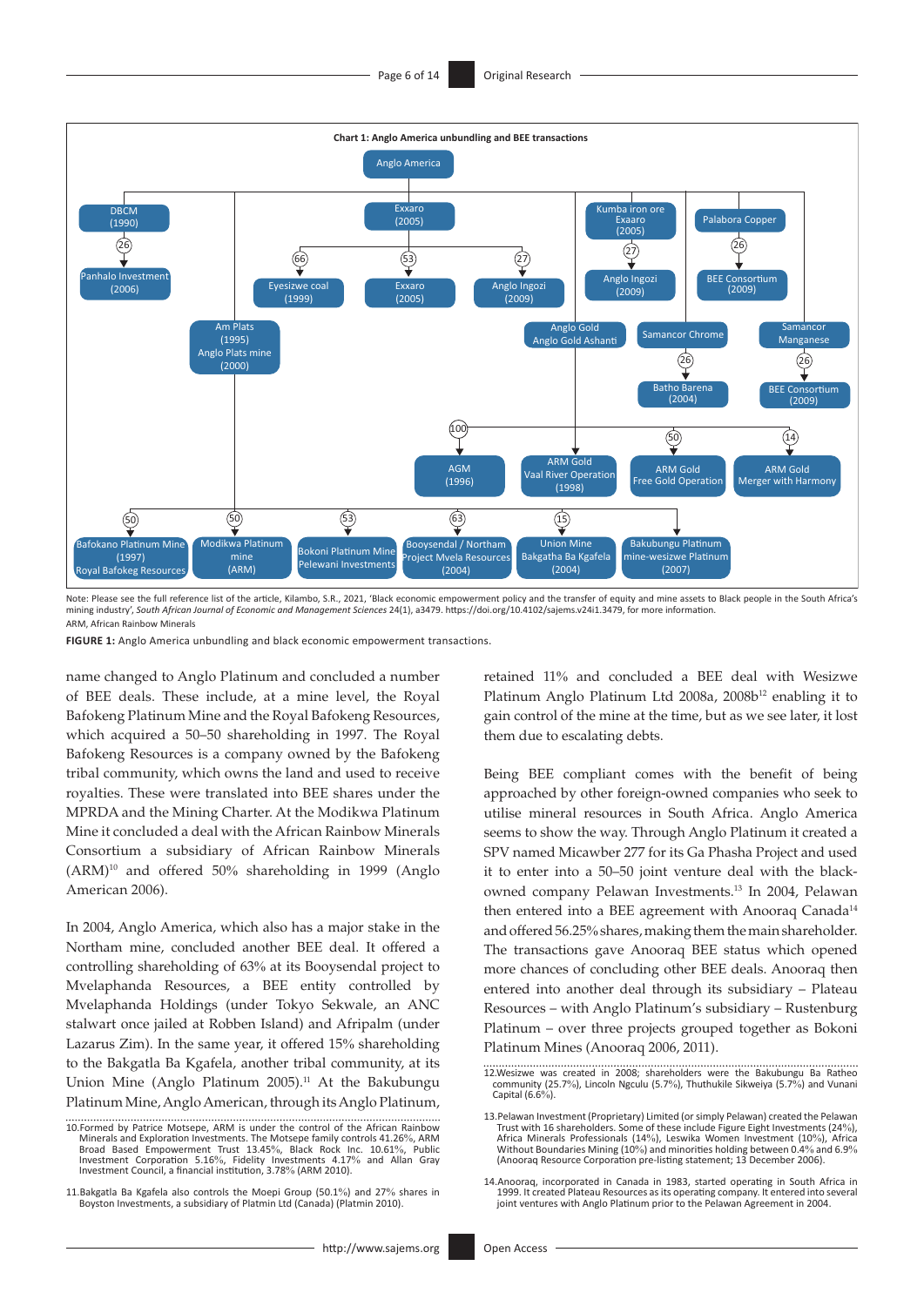**Chart 1: Anglo America unbundling and BEE transactions**

- Anglo America
  - DBCM (1990)
    - 26 → Panhalo Investment (2006)
  - Am Plats (1995) Anglo Plats mine (2000)
    - 50 → Bafokano Platinum Mine (1997) Royal Bafokeg Resources
    - 50 → Modikwa Platinum mine (ARM)
    - 53 → Bokoni Platinum Mine Pelewani Investments
    - 63 → Booysendal / Northam Project Mvela Resources (2004)
    - 15 → Union Mine Bakgatha Ba Kgafela (2004)
    - → Bakubungu Platinum mine-wesizwe Platinum (2007)
  - Exxaro (2005)
    - 66 → Eyesizwe coal (1999)
    - 53 → Exxaro (2005)
    - 27 → Anglo Ingozi (2009)
  - Kumba iron ore Exaaro (2005)
    - 27 → Anglo Ingozi (2009)
  - Palabora Copper
    - 26 → BEE Consortium (2009)
  - Anglo Gold Anglo Gold Ashanti
    - 100 → AGM (1996)
    - → ARM Gold Vaal River Operation (1998)
    - 50 → ARM Gold Free Gold Operation
    - 14 → ARM Gold Merger with Harmony
  - Samancor Chrome
    - 26 → Batho Barena (2004)
  - Samancor Manganese
    - 26 → BEE Consortium (2009)

Note: Please see the full reference list of the article, Kilambo, S.R., 2021, 'Black economic empowerment policy and the transfer of equity and mine assets to Black people in the South Africa's mining industry', *South African Journal of Economic and Management Sciences* 24(1), a3479. https://doi.org/10.4102/sajems.v24i1.3479, for more information.

ARM, African Rainbow Minerals

**FIGURE 1:** Anglo America unbundling and black economic empowerment transactions.

name changed to Anglo Platinum and concluded a number of BEE deals. These include, at a mine level, the Royal Bafokeng Platinum Mine and the Royal Bafokeng Resources, which acquired a 50–50 shareholding in 1997. The Royal Bafokeng Resources is a company owned by the Bafokeng tribal community, which owns the land and used to receive royalties. These were translated into BEE shares under the MPRDA and the Mining Charter. At the Modikwa Platinum Mine it concluded a deal with the African Rainbow Minerals Consortium a subsidiary of African Rainbow Minerals (ARM)[10] and offered 50% shareholding in 1999 (Anglo American 2006).

In 2004, Anglo America, which also has a major stake in the Northam mine, concluded another BEE deal. It offered a controlling shareholding of 63% at its Booysendal project to Mvelaphanda Resources, a BEE entity controlled by Mvelaphanda Holdings (under Tokyo Sekwale, an ANC stalwart once jailed at Robben Island) and Afripalm (under Lazarus Zim). In the same year, it offered 15% shareholding to the Bakgatla Ba Kgafela, another tribal community, at its Union Mine (Anglo Platinum 2005).[11] At the Bakubungu Platinum Mine, Anglo American, through its Anglo Platinum, retained 11% and concluded a BEE deal with Wesizwe Platinum Anglo Platinum Ltd 2008a, 2008b[12] enabling it to gain control of the mine at the time, but as we see later, it lost them due to escalating debts.

Being BEE compliant comes with the benefit of being approached by other foreign-owned companies who seek to utilise mineral resources in South Africa. Anglo America seems to show the way. Through Anglo Platinum it created a SPV named Micawber 277 for its Ga Phasha Project and used it to enter into a 50–50 joint venture deal with the black-owned company Pelawan Investments.[13] In 2004, Pelawan then entered into a BEE agreement with Anooraq Canada[14] and offered 56.25% shares, making them the main shareholder. The transactions gave Anooraq BEE status which opened more chances of concluding other BEE deals. Anooraq then entered into another deal through its subsidiary – Plateau Resources – with Anglo Platinum's subsidiary – Rustenburg Platinum – over three projects grouped together as Bokoni Platinum Mines (Anooraq 2006, 2011).

10. Formed by Patrice Motsepe, ARM is under the control of the African Rainbow Minerals and Exploration Investments. The Motsepe family controls 41.26%, ARM Broad Based Empowerment Trust 13.45%, Black Rock Inc. 10.61%, Public Investment Corporation 5.16%, Fidelity Investments 4.17% and Allan Gray Investment Council, a financial institution, 3.78% (ARM 2010).

11. Bakgatla Ba Kgafela also controls the Moepi Group (50.1%) and 27% shares in Boyston Investments, a subsidiary of Platmin Ltd (Canada) (Platmin 2010).

12. Wesizwe was created in 2008; shareholders were the Bakubungu Ba Ratheo community (25.7%), Lincoln Ngculu (5.7%), Thuthukile Sikweiya (5.7%) and Vunani Capital (6.6%).

13. Pelawan Investment (Proprietary) Limited (or simply Pelawan) created the Pelawan Trust with 16 shareholders. Some of these include Figure Eight Investments (24%), Africa Minerals Professionals (14%), Leswika Women Investment (10%), Africa Without Boundaries Mining (10%) and minorities holding between 0.4% and 6.9% (Anooraq Resource Corporation pre-listing statement; 13 December 2006).

14. Anooraq, incorporated in Canada in 1983, started operating in South Africa in 1999. It created Plateau Resources as its operating company. It entered into several joint ventures with Anglo Platinum prior to the Pelawan Agreement in 2004.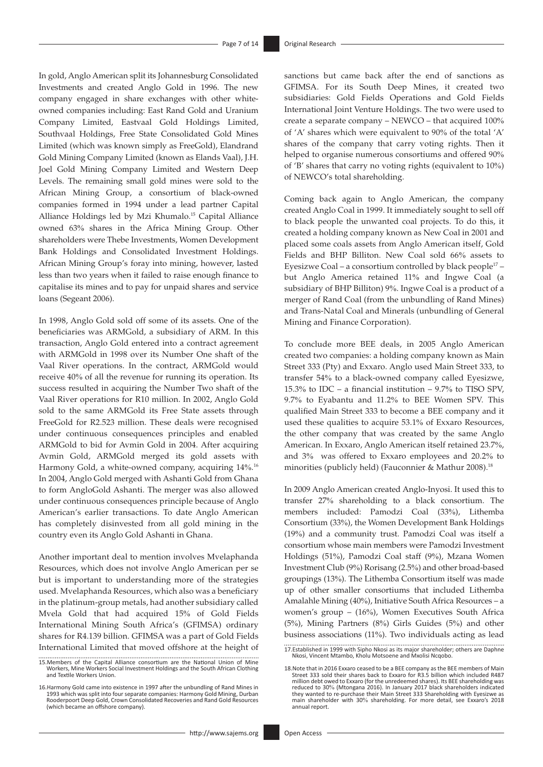In gold, Anglo American split its Johannesburg Consolidated Investments and created Anglo Gold in 1996. The new company engaged in share exchanges with other white-owned companies including: East Rand Gold and Uranium Company Limited, Eastvaal Gold Holdings Limited, Southvaal Holdings, Free State Consolidated Gold Mines Limited (which was known simply as FreeGold), Elandrand Gold Mining Company Limited (known as Elands Vaal), J.H. Joel Gold Mining Company Limited and Western Deep Levels. The remaining small gold mines were sold to the African Mining Group, a consortium of black-owned companies formed in 1994 under a lead partner Capital Alliance Holdings led by Mzi Khumalo.[15] Capital Alliance owned 63% shares in the Africa Mining Group. Other shareholders were Thebe Investments, Women Development Bank Holdings and Consolidated Investment Holdings. African Mining Group's foray into mining, however, lasted less than two years when it failed to raise enough finance to capitalise its mines and to pay for unpaid shares and service loans (Segeant 2006).

In 1998, Anglo Gold sold off some of its assets. One of the beneficiaries was ARMGold, a subsidiary of ARM. In this transaction, Anglo Gold entered into a contract agreement with ARMGold in 1998 over its Number One shaft of the Vaal River operations. In the contract, ARMGold would receive 40% of all the revenue for running its operation. Its success resulted in acquiring the Number Two shaft of the Vaal River operations for R10 million. In 2002, Anglo Gold sold to the same ARMGold its Free State assets through FreeGold for R2.523 million. These deals were recognised under continuous consequences principles and enabled ARMGold to bid for Avmin Gold in 2004. After acquiring Avmin Gold, ARMGold merged its gold assets with Harmony Gold, a white-owned company, acquiring 14%.[16] In 2004, Anglo Gold merged with Ashanti Gold from Ghana to form AngloGold Ashanti. The merger was also allowed under continuous consequences principle because of Anglo American's earlier transactions. To date Anglo American has completely disinvested from all gold mining in the country even its Anglo Gold Ashanti in Ghana.

Another important deal to mention involves Mvelaphanda Resources, which does not involve Anglo American per se but is important to understanding more of the strategies used. Mvelaphanda Resources, which also was a beneficiary in the platinum-group metals, had another subsidiary called Mvela Gold that had acquired 15% of Gold Fields International Mining South Africa's (GFIMSA) ordinary shares for R4.139 billion. GFIMSA was a part of Gold Fields International Limited that moved offshore at the height of sanctions but came back after the end of sanctions as GFIMSA. For its South Deep Mines, it created two subsidiaries: Gold Fields Operations and Gold Fields International Joint Venture Holdings. The two were used to create a separate company – NEWCO – that acquired 100% of 'A' shares which were equivalent to 90% of the total 'A' shares of the company that carry voting rights. Then it helped to organise numerous consortiums and offered 90% of 'B' shares that carry no voting rights (equivalent to 10%) of NEWCO's total shareholding.

Coming back again to Anglo American, the company created Anglo Coal in 1999. It immediately sought to sell off to black people the unwanted coal projects. To do this, it created a holding company known as New Coal in 2001 and placed some coals assets from Anglo American itself, Gold Fields and BHP Billiton. New Coal sold 66% assets to Eyesizwe Coal – a consortium controlled by black people[17] – but Anglo America retained 11% and Ingwe Coal (a subsidiary of BHP Billiton) 9%. Ingwe Coal is a product of a merger of Rand Coal (from the unbundling of Rand Mines) and Trans-Natal Coal and Minerals (unbundling of General Mining and Finance Corporation).

To conclude more BEE deals, in 2005 Anglo American created two companies: a holding company known as Main Street 333 (Pty) and Exxaro. Anglo used Main Street 333, to transfer 54% to a black-owned company called Eyesizwe, 15.3% to IDC – a financial institution – 9.7% to TISO SPV, 9.7% to Eyabantu and 11.2% to BEE Women SPV. This qualified Main Street 333 to become a BEE company and it used these qualities to acquire 53.1% of Exxaro Resources, the other company that was created by the same Anglo American. In Exxaro, Anglo American itself retained 23.7%, and 3% was offered to Exxaro employees and 20.2% to minorities (publicly held) (Fauconnier & Mathur 2008).[18]

In 2009 Anglo American created Anglo-Inyosi. It used this to transfer 27% shareholding to a black consortium. The members included: Pamodzi Coal (33%), Lithemba Consortium (33%), the Women Development Bank Holdings (19%) and a community trust. Pamodzi Coal was itself a consortium whose main members were Pamodzi Investment Holdings (51%), Pamodzi Coal staff (9%), Mzana Women Investment Club (9%) Rorisang (2.5%) and other broad-based groupings (13%). The Lithemba Consortium itself was made up of other smaller consortiums that included Lithemba Amalahle Mining (40%), Initiative South Africa Resources – a women's group – (16%), Women Executives South Africa (5%), Mining Partners (8%) Girls Guides (5%) and other business associations (11%). Two individuals acting as lead

15. Members of the Capital Alliance consortium are the National Union of Mine Workers, Mine Workers Social Investment Holdings and the South African Clothing and Textile Workers Union.

16. Harmony Gold came into existence in 1997 after the unbundling of Rand Mines in 1993 which was split into four separate companies: Harmony Gold Mining, Durban Rooderpoort Deep Gold, Crown Consolidated Recoveries and Rand Gold Resources (which became an offshore company).

17. Established in 1999 with Sipho Nkosi as its major shareholder; others are Daphne Nkosi, Vincent Mtambo, Kholu Motsoene and Mxolisi Ncqobo.

18. Note that in 2016 Exxaro ceased to be a BEE company as the BEE members of Main Street 333 sold their shares back to Exxaro for R3.5 billion which included R487 million debt owed to Exxaro (for the unredeemed shares). Its BEE shareholding was reduced to 30% (Mtongana 2016). In January 2017 black shareholders indicated they wanted to re-purchase their Main Street 333 Shareholding with Eyesizwe as main shareholder with 30% shareholding. For more detail, see Exxaro's 2018 annual report.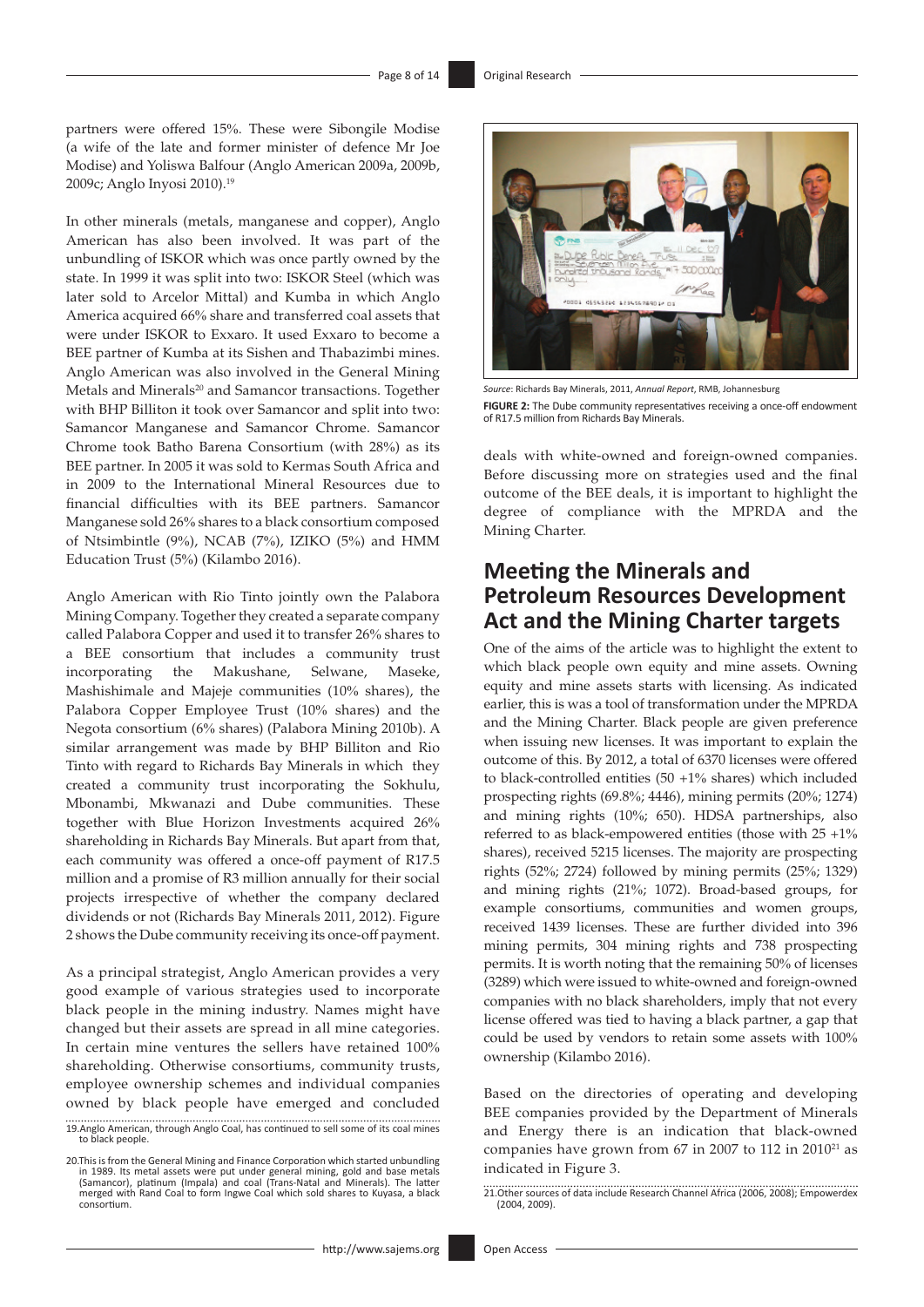partners were offered 15%. These were Sibongile Modise (a wife of the late and former minister of defence Mr Joe Modise) and Yoliswa Balfour (Anglo American 2009a, 2009b, 2009c; Anglo Inyosi 2010).[19]

In other minerals (metals, manganese and copper), Anglo American has also been involved. It was part of the unbundling of ISKOR which was once partly owned by the state. In 1999 it was split into two: ISKOR Steel (which was later sold to Arcelor Mittal) and Kumba in which Anglo America acquired 66% share and transferred coal assets that were under ISKOR to Exxaro. It used Exxaro to become a BEE partner of Kumba at its Sishen and Thabazimbi mines. Anglo American was also involved in the General Mining Metals and Minerals[20] and Samancor transactions. Together with BHP Billiton it took over Samancor and split into two: Samancor Manganese and Samancor Chrome. Samancor Chrome took Batho Barena Consortium (with 28%) as its BEE partner. In 2005 it was sold to Kermas South Africa and in 2009 to the International Mineral Resources due to financial difficulties with its BEE partners. Samancor Manganese sold 26% shares to a black consortium composed of Ntsimbintle (9%), NCAB (7%), IZIKO (5%) and HMM Education Trust (5%) (Kilambo 2016).

Anglo American with Rio Tinto jointly own the Palabora Mining Company. Together they created a separate company called Palabora Copper and used it to transfer 26% shares to a BEE consortium that includes a community trust incorporating the Makushane, Selwane, Maseke, Mashishimale and Majeje communities (10% shares), the Palabora Copper Employee Trust (10% shares) and the Negota consortium (6% shares) (Palabora Mining 2010b). A similar arrangement was made by BHP Billiton and Rio Tinto with regard to Richards Bay Minerals in which they created a community trust incorporating the Sokhulu, Mbonambi, Mkwanazi and Dube communities. These together with Blue Horizon Investments acquired 26% shareholding in Richards Bay Minerals. But apart from that, each community was offered a once-off payment of R17.5 million and a promise of R3 million annually for their social projects irrespective of whether the company declared dividends or not (Richards Bay Minerals 2011, 2012). Figure 2 shows the Dube community receiving its once-off payment.

As a principal strategist, Anglo American provides a very good example of various strategies used to incorporate black people in the mining industry. Names might have changed but their assets are spread in all mine categories. In certain mine ventures the sellers have retained 100% shareholding. Otherwise consortiums, community trusts, employee ownership schemes and individual companies owned by black people have emerged and concluded deals with white-owned and foreign-owned companies. Before discussing more on strategies used and the final outcome of the BEE deals, it is important to highlight the degree of compliance with the MPRDA and the Mining Charter.

*Source*: Richards Bay Minerals, 2011, *Annual Report*, RMB, Johannesburg

**FIGURE 2:** The Dube community representatives receiving a once-off endowment of R17.5 million from Richards Bay Minerals.

## Meeting the Minerals and Petroleum Resources Development Act and the Mining Charter targets

One of the aims of the article was to highlight the extent to which black people own equity and mine assets. Owning equity and mine assets starts with licensing. As indicated earlier, this is was a tool of transformation under the MPRDA and the Mining Charter. Black people are given preference when issuing new licenses. It was important to explain the outcome of this. By 2012, a total of 6370 licenses were offered to black-controlled entities (50 +1% shares) which included prospecting rights (69.8%; 4446), mining permits (20%; 1274) and mining rights (10%; 650). HDSA partnerships, also referred to as black-empowered entities (those with 25 +1% shares), received 5215 licenses. The majority are prospecting rights (52%; 2724) followed by mining permits (25%; 1329) and mining rights (21%; 1072). Broad-based groups, for example consortiums, communities and women groups, received 1439 licenses. These are further divided into 396 mining permits, 304 mining rights and 738 prospecting permits. It is worth noting that the remaining 50% of licenses (3289) which were issued to white-owned and foreign-owned companies with no black shareholders, imply that not every license offered was tied to having a black partner, a gap that could be used by vendors to retain some assets with 100% ownership (Kilambo 2016).

Based on the directories of operating and developing BEE companies provided by the Department of Minerals and Energy there is an indication that black-owned companies have grown from 67 in 2007 to 112 in 2010[21] as indicated in Figure 3.

---

19. Anglo American, through Anglo Coal, has continued to sell some of its coal mines to black people.

20. This is from the General Mining and Finance Corporation which started unbundling in 1989. Its metal assets were put under general mining, gold and base metals (Samancor), platinum (Impala) and coal (Trans-Natal and Minerals). The latter merged with Rand Coal to form Ingwe Coal which sold shares to Kuyasa, a black consortium.

21. Other sources of data include Research Channel Africa (2006, 2008); Empowerdex (2004, 2009).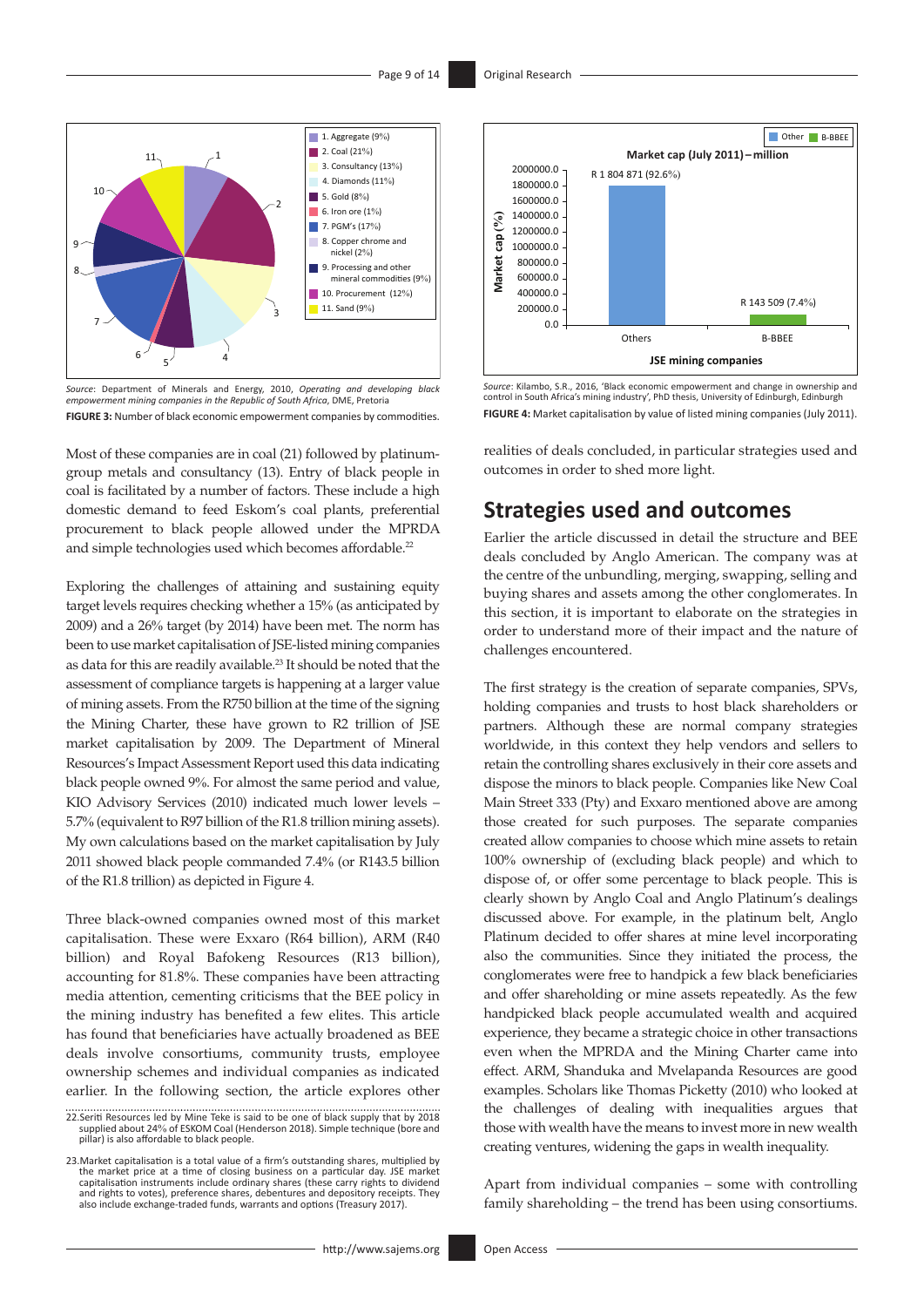Source: Department of Minerals and Energy, 2010, *Operating and developing black empowerment mining companies in the Republic of South Africa*, DME, Pretoria

**FIGURE 3:** Number of black economic empowerment companies by commodities.

Source: Kilambo, S.R., 2016, 'Black economic empowerment and change in ownership and control in South Africa's mining industry', PhD thesis, University of Edinburgh, Edinburgh

**FIGURE 4:** Market capitalisation by value of listed mining companies (July 2011).

Most of these companies are in coal (21) followed by platinum-group metals and consultancy (13). Entry of black people in coal is facilitated by a number of factors. These include a high domestic demand to feed Eskom's coal plants, preferential procurement to black people allowed under the MPRDA and simple technologies used which becomes affordable.[22]

Exploring the challenges of attaining and sustaining equity target levels requires checking whether a 15% (as anticipated by 2009) and a 26% target (by 2014) have been met. The norm has been to use market capitalisation of JSE-listed mining companies as data for this are readily available.[23] It should be noted that the assessment of compliance targets is happening at a larger value of mining assets. From the R750 billion at the time of the signing the Mining Charter, these have grown to R2 trillion of JSE market capitalisation by 2009. The Department of Mineral Resources's Impact Assessment Report used this data indicating black people owned 9%. For almost the same period and value, KIO Advisory Services (2010) indicated much lower levels – 5.7% (equivalent to R97 billion of the R1.8 trillion mining assets). My own calculations based on the market capitalisation by July 2011 showed black people commanded 7.4% (or R143.5 billion of the R1.8 trillion) as depicted in Figure 4.

Three black-owned companies owned most of this market capitalisation. These were Exxaro (R64 billion), ARM (R40 billion) and Royal Bafokeng Resources (R13 billion), accounting for 81.8%. These companies have been attracting media attention, cementing criticisms that the BEE policy in the mining industry has benefited a few elites. This article has found that beneficiaries have actually broadened as BEE deals involve consortiums, community trusts, employee ownership schemes and individual companies as indicated earlier. In the following section, the article explores other realities of deals concluded, in particular strategies used and outcomes in order to shed more light.

## Strategies used and outcomes

Earlier the article discussed in detail the structure and BEE deals concluded by Anglo American. The company was at the centre of the unbundling, merging, swapping, selling and buying shares and assets among the other conglomerates. In this section, it is important to elaborate on the strategies in order to understand more of their impact and the nature of challenges encountered.

The first strategy is the creation of separate companies, SPVs, holding companies and trusts to host black shareholders or partners. Although these are normal company strategies worldwide, in this context they help vendors and sellers to retain the controlling shares exclusively in their core assets and dispose the minors to black people. Companies like New Coal Main Street 333 (Pty) and Exxaro mentioned above are among those created for such purposes. The separate companies created allow companies to choose which mine assets to retain 100% ownership of (excluding black people) and which to dispose of, or offer some percentage to black people. This is clearly shown by Anglo Coal and Anglo Platinum's dealings discussed above. For example, in the platinum belt, Anglo Platinum decided to offer shares at mine level incorporating also the communities. Since they initiated the process, the conglomerates were free to handpick a few black beneficiaries and offer shareholding or mine assets repeatedly. As the few handpicked black people accumulated wealth and acquired experience, they became a strategic choice in other transactions even when the MPRDA and the Mining Charter came into effect. ARM, Shanduka and Mvelapanda Resources are good examples. Scholars like Thomas Picketty (2010) who looked at the challenges of dealing with inequalities argues that those with wealth have the means to invest more in new wealth creating ventures, widening the gaps in wealth inequality.

Apart from individual companies – some with controlling family shareholding – the trend has been using consortiums.

22. Seriti Resources led by Mine Teke is said to be one of black supply that by 2018 supplied about 24% of ESKOM Coal (Henderson 2018). Simple technique (bore and pillar) is also affordable to black people.

23. Market capitalisation is a total value of a firm's outstanding shares, multiplied by the market price at a time of closing business on a particular day. JSE market capitalisation instruments include ordinary shares (these carry rights to dividend and rights to votes), preference shares, debentures and depository receipts. They also include exchange-traded funds, warrants and options (Treasury 2017).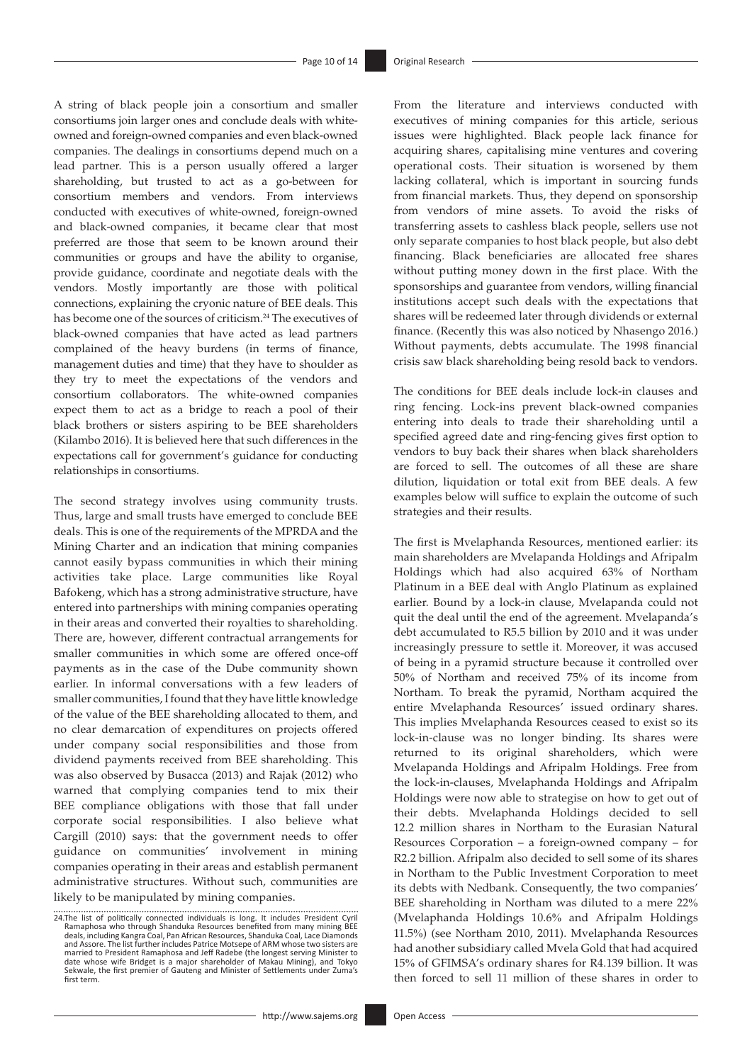A string of black people join a consortium and smaller consortiums join larger ones and conclude deals with white-owned and foreign-owned companies and even black-owned companies. The dealings in consortiums depend much on a lead partner. This is a person usually offered a larger shareholding, but trusted to act as a go-between for consortium members and vendors. From interviews conducted with executives of white-owned, foreign-owned and black-owned companies, it became clear that most preferred are those that seem to be known around their communities or groups and have the ability to organise, provide guidance, coordinate and negotiate deals with the vendors. Mostly importantly are those with political connections, explaining the cryonic nature of BEE deals. This has become one of the sources of criticism.[24] The executives of black-owned companies that have acted as lead partners complained of the heavy burdens (in terms of finance, management duties and time) that they have to shoulder as they try to meet the expectations of the vendors and consortium collaborators. The white-owned companies expect them to act as a bridge to reach a pool of their black brothers or sisters aspiring to be BEE shareholders (Kilambo 2016). It is believed here that such differences in the expectations call for government's guidance for conducting relationships in consortiums.

The second strategy involves using community trusts. Thus, large and small trusts have emerged to conclude BEE deals. This is one of the requirements of the MPRDA and the Mining Charter and an indication that mining companies cannot easily bypass communities in which their mining activities take place. Large communities like Royal Bafokeng, which has a strong administrative structure, have entered into partnerships with mining companies operating in their areas and converted their royalties to shareholding. There are, however, different contractual arrangements for smaller communities in which some are offered once-off payments as in the case of the Dube community shown earlier. In informal conversations with a few leaders of smaller communities, I found that they have little knowledge of the value of the BEE shareholding allocated to them, and no clear demarcation of expenditures on projects offered under company social responsibilities and those from dividend payments received from BEE shareholding. This was also observed by Busacca (2013) and Rajak (2012) who warned that complying companies tend to mix their BEE compliance obligations with those that fall under corporate social responsibilities. I also believe what Cargill (2010) says: that the government needs to offer guidance on communities' involvement in mining companies operating in their areas and establish permanent administrative structures. Without such, communities are likely to be manipulated by mining companies.

From the literature and interviews conducted with executives of mining companies for this article, serious issues were highlighted. Black people lack finance for acquiring shares, capitalising mine ventures and covering operational costs. Their situation is worsened by them lacking collateral, which is important in sourcing funds from financial markets. Thus, they depend on sponsorship from vendors of mine assets. To avoid the risks of transferring assets to cashless black people, sellers use not only separate companies to host black people, but also debt financing. Black beneficiaries are allocated free shares without putting money down in the first place. With the sponsorships and guarantee from vendors, willing financial institutions accept such deals with the expectations that shares will be redeemed later through dividends or external finance. (Recently this was also noticed by Nhasengo 2016.) Without payments, debts accumulate. The 1998 financial crisis saw black shareholding being resold back to vendors.

The conditions for BEE deals include lock-in clauses and ring fencing. Lock-ins prevent black-owned companies entering into deals to trade their shareholding until a specified agreed date and ring-fencing gives first option to vendors to buy back their shares when black shareholders are forced to sell. The outcomes of all these are share dilution, liquidation or total exit from BEE deals. A few examples below will suffice to explain the outcome of such strategies and their results.

The first is Mvelaphanda Resources, mentioned earlier: its main shareholders are Mvelapanda Holdings and Afripalm Holdings which had also acquired 63% of Northam Platinum in a BEE deal with Anglo Platinum as explained earlier. Bound by a lock-in clause, Mvelapanda could not quit the deal until the end of the agreement. Mvelapanda's debt accumulated to R5.5 billion by 2010 and it was under increasingly pressure to settle it. Moreover, it was accused of being in a pyramid structure because it controlled over 50% of Northam and received 75% of its income from Northam. To break the pyramid, Northam acquired the entire Mvelaphanda Resources' issued ordinary shares. This implies Mvelaphanda Resources ceased to exist so its lock-in-clause was no longer binding. Its shares were returned to its original shareholders, which were Mvelapanda Holdings and Afripalm Holdings. Free from the lock-in-clauses, Mvelaphanda Holdings and Afripalm Holdings were now able to strategise on how to get out of their debts. Mvelaphanda Holdings decided to sell 12.2 million shares in Northam to the Eurasian Natural Resources Corporation – a foreign-owned company – for R2.2 billion. Afripalm also decided to sell some of its shares in Northam to the Public Investment Corporation to meet its debts with Nedbank. Consequently, the two companies' BEE shareholding in Northam was diluted to a mere 22% (Mvelaphanda Holdings 10.6% and Afripalm Holdings 11.5%) (see Northam 2010, 2011). Mvelaphanda Resources had another subsidiary called Mvela Gold that had acquired 15% of GFIMSA's ordinary shares for R4.139 billion. It was then forced to sell 11 million of these shares in order to

24. The list of politically connected individuals is long. It includes President Cyril Ramaphosa who through Shanduka Resources benefited from many mining BEE deals, including Kangra Coal, Pan African Resources, Shanduka Coal, Lace Diamonds and Assore. The list further includes Patrice Motsepe of ARM whose two sisters are married to President Ramaphosa and Jeff Radebe (the longest serving Minister to date whose wife Bridget is a major shareholder of Makau Mining), and Tokyo Sekwale, the first premier of Gauteng and Minister of Settlements under Zuma's first term.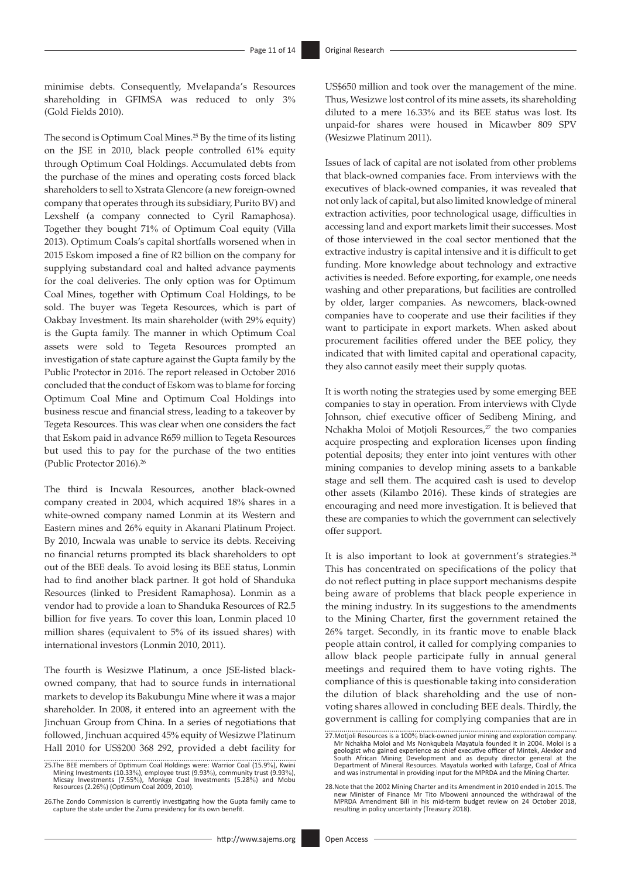minimise debts. Consequently, Mvelapanda's Resources shareholding in GFIMSA was reduced to only 3% (Gold Fields 2010).

The second is Optimum Coal Mines.[25] By the time of its listing on the JSE in 2010, black people controlled 61% equity through Optimum Coal Holdings. Accumulated debts from the purchase of the mines and operating costs forced black shareholders to sell to Xstrata Glencore (a new foreign-owned company that operates through its subsidiary, Purito BV) and Lexshelf (a company connected to Cyril Ramaphosa). Together they bought 71% of Optimum Coal equity (Villa 2013). Optimum Coals's capital shortfalls worsened when in 2015 Eskom imposed a fine of R2 billion on the company for supplying substandard coal and halted advance payments for the coal deliveries. The only option was for Optimum Coal Mines, together with Optimum Coal Holdings, to be sold. The buyer was Tegeta Resources, which is part of Oakbay Investment. Its main shareholder (with 29% equity) is the Gupta family. The manner in which Optimum Coal assets were sold to Tegeta Resources prompted an investigation of state capture against the Gupta family by the Public Protector in 2016. The report released in October 2016 concluded that the conduct of Eskom was to blame for forcing Optimum Coal Mine and Optimum Coal Holdings into business rescue and financial stress, leading to a takeover by Tegeta Resources. This was clear when one considers the fact that Eskom paid in advance R659 million to Tegeta Resources but used this to pay for the purchase of the two entities (Public Protector 2016).[26]

The third is Incwala Resources, another black-owned company created in 2004, which acquired 18% shares in a white-owned company named Lonmin at its Western and Eastern mines and 26% equity in Akanani Platinum Project. By 2010, Incwala was unable to service its debts. Receiving no financial returns prompted its black shareholders to opt out of the BEE deals. To avoid losing its BEE status, Lonmin had to find another black partner. It got hold of Shanduka Resources (linked to President Ramaphosa). Lonmin as a vendor had to provide a loan to Shanduka Resources of R2.5 billion for five years. To cover this loan, Lonmin placed 10 million shares (equivalent to 5% of its issued shares) with international investors (Lonmin 2010, 2011).

The fourth is Wesizwe Platinum, a once JSE-listed black-owned company, that had to source funds in international markets to develop its Bakubungu Mine where it was a major shareholder. In 2008, it entered into an agreement with the Jinchuan Group from China. In a series of negotiations that followed, Jinchuan acquired 45% equity of Wesizwe Platinum Hall 2010 for US$200 368 292, provided a debt facility for US$650 million and took over the management of the mine. Thus, Wesizwe lost control of its mine assets, its shareholding diluted to a mere 16.33% and its BEE status was lost. Its unpaid-for shares were housed in Micawber 809 SPV (Wesizwe Platinum 2011).

Issues of lack of capital are not isolated from other problems that black-owned companies face. From interviews with the executives of black-owned companies, it was revealed that not only lack of capital, but also limited knowledge of mineral extraction activities, poor technological usage, difficulties in accessing land and export markets limit their successes. Most of those interviewed in the coal sector mentioned that the extractive industry is capital intensive and it is difficult to get funding. More knowledge about technology and extractive activities is needed. Before exporting, for example, one needs washing and other preparations, but facilities are controlled by older, larger companies. As newcomers, black-owned companies have to cooperate and use their facilities if they want to participate in export markets. When asked about procurement facilities offered under the BEE policy, they indicated that with limited capital and operational capacity, they also cannot easily meet their supply quotas.

It is worth noting the strategies used by some emerging BEE companies to stay in operation. From interviews with Clyde Johnson, chief executive officer of Sedibeng Mining, and Nchakha Moloi of Motjoli Resources,[27] the two companies acquire prospecting and exploration licenses upon finding potential deposits; they enter into joint ventures with other mining companies to develop mining assets to a bankable stage and sell them. The acquired cash is used to develop other assets (Kilambo 2016). These kinds of strategies are encouraging and need more investigation. It is believed that these are companies to which the government can selectively offer support.

It is also important to look at government's strategies.[28] This has concentrated on specifications of the policy that do not reflect putting in place support mechanisms despite being aware of problems that black people experience in the mining industry. In its suggestions to the amendments to the Mining Charter, first the government retained the 26% target. Secondly, in its frantic move to enable black people attain control, it called for complying companies to allow black people participate fully in annual general meetings and required them to have voting rights. The compliance of this is questionable taking into consideration the dilution of black shareholding and the use of non-voting shares allowed in concluding BEE deals. Thirdly, the government is calling for complying companies that are in

25.The BEE members of Optimum Coal Holdings were: Warrior Coal (15.9%), Kwini Mining Investments (10.33%), employee trust (9.93%), community trust (9.93%), Micsay Investments (7.55%), Monkge Coal Investments (5.28%) and Mobu Resources (2.26%) (Optimum Coal 2009, 2010).

26.The Zondo Commission is currently investigating how the Gupta family came to capture the state under the Zuma presidency for its own benefit.

27.Motjoli Resources is a 100% black-owned junior mining and exploration company. Mr Nchakha Moloi and Ms Nonkqubela Mayatula founded it in 2004. Moloi is a geologist who gained experience as chief executive officer of Mintek, Alexkor and South African Mining Development and as deputy director general at the Department of Mineral Resources. Mayatula worked with Lafarge, Coal of Africa and was instrumental in providing input for the MPRDA and the Mining Charter.

28.Note that the 2002 Mining Charter and its Amendment in 2010 ended in 2015. The new Minister of Finance Mr Tito Mboweni announced the withdrawal of the MPRDA Amendment Bill in his mid-term budget review on 24 October 2018, resulting in policy uncertainty (Treasury 2018).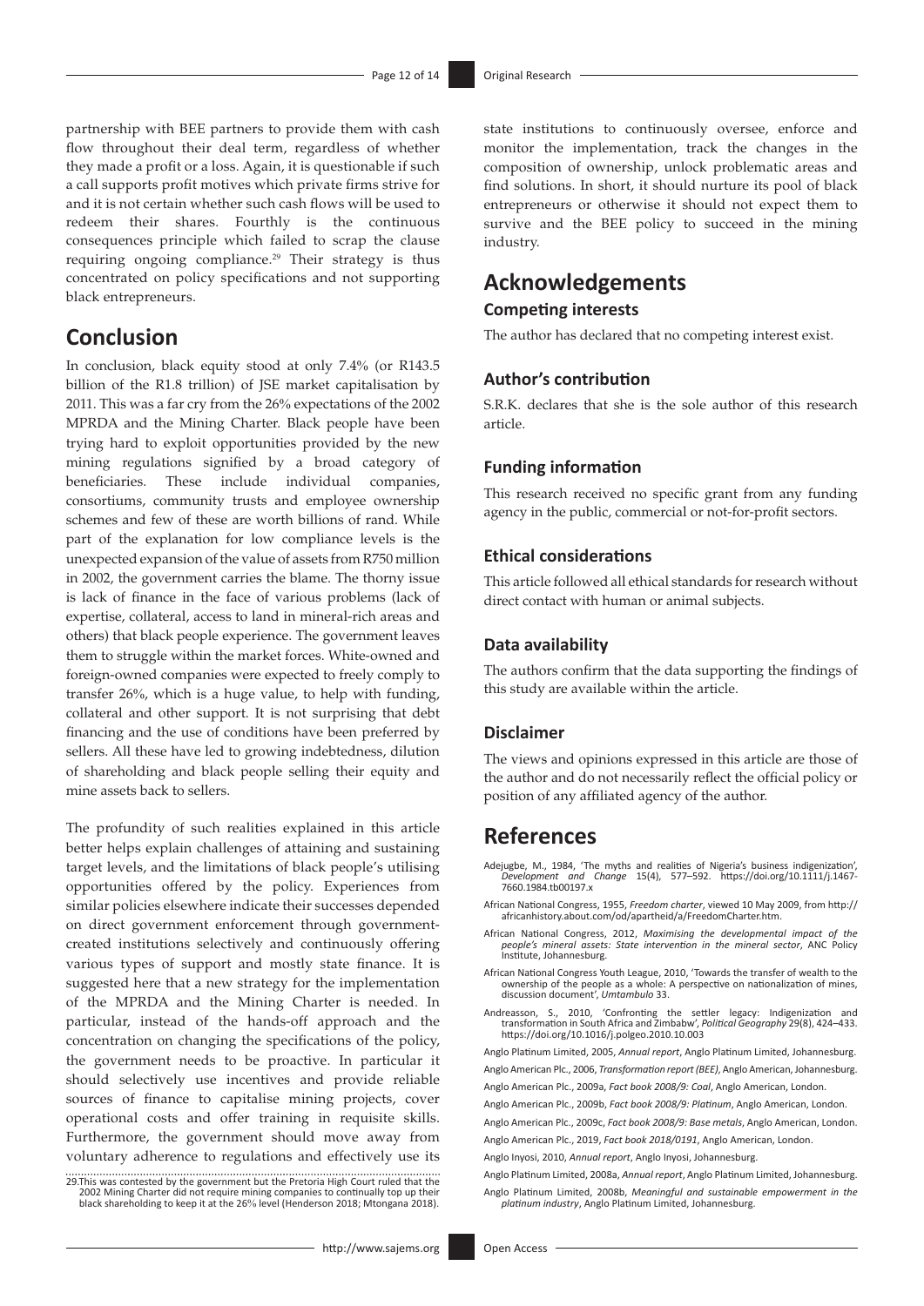partnership with BEE partners to provide them with cash flow throughout their deal term, regardless of whether they made a profit or a loss. Again, it is questionable if such a call supports profit motives which private firms strive for and it is not certain whether such cash flows will be used to redeem their shares. Fourthly is the continuous consequences principle which failed to scrap the clause requiring ongoing compliance.[29] Their strategy is thus concentrated on policy specifications and not supporting black entrepreneurs.

## Conclusion

In conclusion, black equity stood at only 7.4% (or R143.5 billion of the R1.8 trillion) of JSE market capitalisation by 2011. This was a far cry from the 26% expectations of the 2002 MPRDA and the Mining Charter. Black people have been trying hard to exploit opportunities provided by the new mining regulations signified by a broad category of beneficiaries. These include individual companies, consortiums, community trusts and employee ownership schemes and few of these are worth billions of rand. While part of the explanation for low compliance levels is the unexpected expansion of the value of assets from R750 million in 2002, the government carries the blame. The thorny issue is lack of finance in the face of various problems (lack of expertise, collateral, access to land in mineral-rich areas and others) that black people experience. The government leaves them to struggle within the market forces. White-owned and foreign-owned companies were expected to freely comply to transfer 26%, which is a huge value, to help with funding, collateral and other support. It is not surprising that debt financing and the use of conditions have been preferred by sellers. All these have led to growing indebtedness, dilution of shareholding and black people selling their equity and mine assets back to sellers.

The profundity of such realities explained in this article better helps explain challenges of attaining and sustaining target levels, and the limitations of black people's utilising opportunities offered by the policy. Experiences from similar policies elsewhere indicate their successes depended on direct government enforcement through government-created institutions selectively and continuously offering various types of support and mostly state finance. It is suggested here that a new strategy for the implementation of the MPRDA and the Mining Charter is needed. In particular, instead of the hands-off approach and the concentration on changing the specifications of the policy, the government needs to be proactive. In particular it should selectively use incentives and provide reliable sources of finance to capitalise mining projects, cover operational costs and offer training in requisite skills. Furthermore, the government should move away from voluntary adherence to regulations and effectively use its state institutions to continuously oversee, enforce and monitor the implementation, track the changes in the composition of ownership, unlock problematic areas and find solutions. In short, it should nurture its pool of black entrepreneurs or otherwise it should not expect them to survive and the BEE policy to succeed in the mining industry.

29. This was contested by the government but the Pretoria High Court ruled that the 2002 Mining Charter did not require mining companies to continually top up their black shareholding to keep it at the 26% level (Henderson 2018; Mtongana 2018).

## Acknowledgements

### Competing interests

The author has declared that no competing interest exist.

### Author's contribution

S.R.K. declares that she is the sole author of this research article.

### Funding information

This research received no specific grant from any funding agency in the public, commercial or not-for-profit sectors.

### Ethical considerations

This article followed all ethical standards for research without direct contact with human or animal subjects.

### Data availability

The authors confirm that the data supporting the findings of this study are available within the article.

### Disclaimer

The views and opinions expressed in this article are those of the author and do not necessarily reflect the official policy or position of any affiliated agency of the author.

## References

Adejugbe, M., 1984, 'The myths and realities of Nigeria's business indigenization', *Development and Change* 15(4), 577–592. https://doi.org/10.1111/j.1467-7660.1984.tb00197.x

African National Congress, 1955, *Freedom charter*, viewed 10 May 2009, from http://africanhistory.about.com/od/apartheid/a/FreedomCharter.htm.

African National Congress, 2012, *Maximising the developmental impact of the people's mineral assets: State intervention in the mineral sector*, ANC Policy Institute, Johannesburg.

African National Congress Youth League, 2010, 'Towards the transfer of wealth to the ownership of the people as a whole: A perspective on nationalization of mines, discussion document', *Umtambulo* 33.

Andreasson, S., 2010, 'Confronting the settler legacy: Indigenization and transformation in South Africa and Zimbabwe', *Political Geography* 29(8), 424–433. https://doi.org/10.1016/j.polgeo.2010.10.003

Anglo Platinum Limited, 2005, *Annual report*, Anglo Platinum Limited, Johannesburg.

Anglo American Plc., 2006, *Transformation report (BEE)*, Anglo American, Johannesburg.

Anglo American Plc., 2009a, *Fact book 2008/9: Coal*, Anglo American, London.

Anglo American Plc., 2009b, *Fact book 2008/9: Platinum*, Anglo American, London.

Anglo American Plc., 2009c, *Fact book 2008/9: Base metals*, Anglo American, London.

Anglo American Plc., 2019, *Fact book 2018/0191*, Anglo American, London.

Anglo Inyosi, 2010, *Annual report*, Anglo Inyosi, Johannesburg.

Anglo Platinum Limited, 2008a, *Annual report*, Anglo Platinum Limited, Johannesburg.

Anglo Platinum Limited, 2008b, *Meaningful and sustainable empowerment in the platinum industry*, Anglo Platinum Limited, Johannesburg.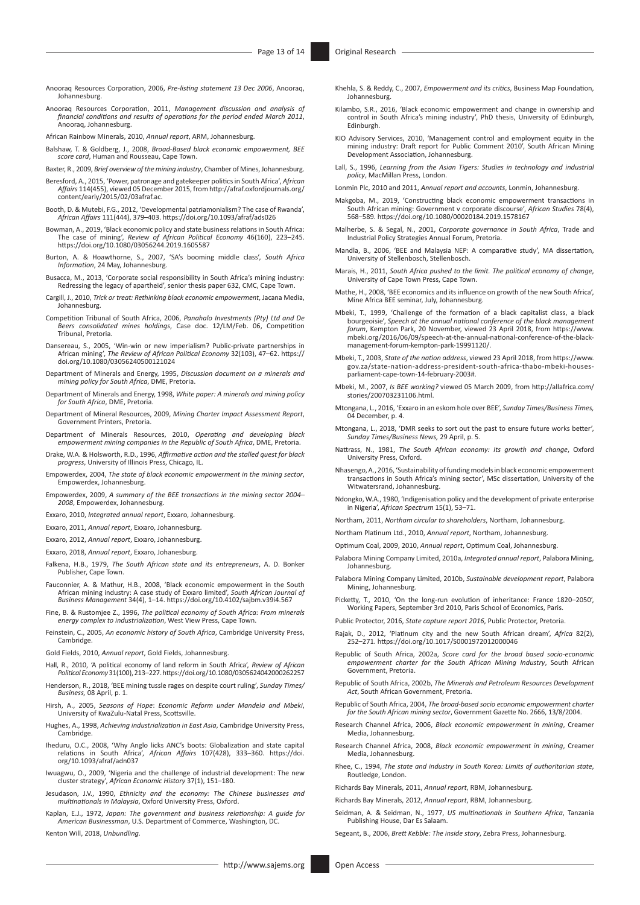Anooraq Resources Corporation, 2006, *Pre-listing statement 13 Dec 2006*, Anooraq, Johannesburg.

Anooraq Resources Corporation, 2011, *Management discussion and analysis of financial conditions and results of operations for the period ended March 2011*, Anooraq, Johannesburg.

African Rainbow Minerals, 2010, *Annual report*, ARM, Johannesburg.

Balshaw, T. & Goldberg, J., 2008, *Broad-Based black economic empowerment, BEE score card*, Human and Rousseau, Cape Town.

Baxter, R., 2009, *Brief overview of the mining industry*, Chamber of Mines, Johannesburg.

Beresford, A., 2015, 'Power, patronage and gatekeeper politics in South Africa', *African Affairs* 114(455), viewed 05 December 2015, from http://afraf.oxfordjournals.org/content/early/2015/02/03afraf.ac.

Booth, D. & Mutebi, F.G., 2012, 'Developmental patriamonialism? The case of Rwanda', *African Affairs* 111(444), 379–403. https://doi.org/10.1093/afraf/ads026

Bowman, A., 2019, 'Black economic policy and state business relations in South Africa: The case of mining', *Review of African Political Economy* 46(160), 223–245. https://doi.org/10.1080/03056244.2019.1605587

Burton, A. & Hoawthorne, S., 2007, 'SA's booming middle class', *South Africa Information*, 24 May, Johannesburg.

Busacca, M., 2013, 'Corporate social responsibility in South Africa's mining industry: Redressing the legacy of apartheid', senior thesis paper 632, CMC, Cape Town.

Cargill, J., 2010, *Trick or treat: Rethinking black economic empowerment*, Jacana Media, Johannesburg.

Competition Tribunal of South Africa, 2006, *Panahalo Investments (Pty) Ltd and De Beers consolidated mines holdings*, Case doc. 12/LM/Feb. 06, Competition Tribunal, Pretoria.

Dansereau, S., 2005, 'Win-win or new imperialism? Public-private partnerships in African mining', *The Review of African Political Economy* 32(103), 47–62. https://doi.org/10.1080/03056240500121024

Department of Minerals and Energy, 1995, *Discussion document on a minerals and mining policy for South Africa*, DME, Pretoria.

Department of Minerals and Energy, 1998, *White paper: A minerals and mining policy for South Africa*, DME, Pretoria.

Department of Mineral Resources, 2009, *Mining Charter Impact Assessment Report*, Government Printers, Pretoria.

Department of Minerals Resources, 2010, *Operating and developing black empowerment mining companies in the Republic of South Africa*, DME, Pretoria.

Drake, W.A. & Holsworth, R.D., 1996, *Affirmative action and the stalled quest for black progress*, University of Illinois Press, Chicago, IL.

Empowerdex, 2004, *The state of black economic empowerment in the mining sector*, Empowerdex, Johannesburg.

Empowerdex, 2009, *A summary of the BEE transactions in the mining sector 2004–2008*, Empowerdex, Johannesburg.

Exxaro, 2010, *Integrated annual report*, Exxaro, Johannesburg.

Exxaro, 2011, *Annual report*, Exxaro, Johannesburg.

Exxaro, 2012, *Annual report*, Exxaro, Johannesburg.

Exxaro, 2018, *Annual report*, Exxaro, Johanesburg.

Falkena, H.B., 1979, *The South African state and its entrepreneurs*, A. D. Bonker Publisher, Cape Town.

Fauconnier, A. & Mathur, H.B., 2008, 'Black economic empowerment in the South African mining industry: A case study of Exxaro limited', *South African Journal of Business Management* 34(4), 1–14. https://doi.org/10.4102/sajbm.v39i4.567

Fine, B. & Rustomjee Z., 1996, *The political economy of South Africa: From minerals energy complex to industrialization*, West View Press, Cape Town.

Feinstein, C., 2005, *An economic history of South Africa*, Cambridge University Press, Cambridge.

Gold Fields, 2010, *Annual report*, Gold Fields, Johannesburg.

Hall, R., 2010, 'A political economy of land reform in South Africa', *Review of African Political Economy* 31(100), 213–227. https://doi.org/10.1080/0305624042000262257

Henderson, R., 2018, 'BEE mining tussle rages on despite court ruling', *Sunday Times/Business,* 08 April, p. 1.

Hirsh, A., 2005, *Seasons of Hope: Economic Reform under Mandela and Mbeki*, University of KwaZulu-Natal Press, Scottsville.

Hughes, A., 1998, *Achieving industrialization in East Asia*, Cambridge University Press, Cambridge.

Iheduru, O.C., 2008, 'Why Anglo licks ANC's boots: Globalization and state capital relations in South Africa', *African Affairs* 107(428), 333–360. https://doi.org/10.1093/afraf/adn037

Iwuagwu, O., 2009, 'Nigeria and the challenge of industrial development: The new cluster strategy', *African Economic History* 37(1), 151–180.

Jesudason, J.V., 1990, *Ethnicity and the economy: The Chinese businesses and multinationals in Malaysia*, Oxford University Press, Oxford.

Kaplan, E.J., 1972, *Japan: The government and business relationship: A guide for American Businessman*, U.S. Department of Commerce, Washington, DC.

Kenton Will, 2018, *Unbundling.*

Khehla, S. & Reddy, C., 2007, *Empowerment and its critics*, Business Map Foundation, Johannesburg.

Kilambo, S.R., 2016, 'Black economic empowerment and change in ownership and control in South Africa's mining industry', PhD thesis, University of Edinburgh, Edinburgh.

KIO Advisory Services, 2010, 'Management control and employment equity in the mining industry: Draft report for Public Comment 2010', South African Mining Development Association, Johannesburg.

Lall, S., 1996, *Learning from the Asian Tigers: Studies in technology and industrial policy*, MacMillan Press, London.

Lonmin Plc, 2010 and 2011, *Annual report and accounts*, Lonmin, Johannesburg.

Makgoba, M., 2019, 'Constructing black economic empowerment transactions in South African mining: Government v corporate discourse', *African Studies* 78(4), 568–589. https://doi.org/10.1080/00020184.2019.1578167

Malherbe, S. & Segal, N., 2001, *Corporate governance in South Africa*, Trade and Industrial Policy Strategies Annual Forum, Pretoria.

Mandla, B., 2006, 'BEE and Malaysia NEP: A comparative study', MA dissertation, University of Stellenbosch, Stellenbosch.

Marais, H., 2011, *South Africa pushed to the limit. The political economy of change*, University of Cape Town Press, Cape Town.

Mathe, H., 2008, 'BEE economics and its influence on growth of the new South Africa', Mine Africa BEE seminar, July, Johannesburg.

Mbeki, T., 1999, 'Challenge of the formation of a black capitalist class, a black bourgeoisie', *Speech at the annual national conference of the black management forum*, Kempton Park, 20 November, viewed 23 April 2018, from https://www.mbeki.org/2016/06/09/speech-at-the-annual-national-conference-of-the-black-management-forum-kempton-park-19991120/.

Mbeki, T., 2003, *State of the nation address*, viewed 23 April 2018, from https://www.gov.za/state-nation-address-president-south-africa-thabo-mbeki-houses-parliament-cape-town-14-february-2003#.

Mbeki, M., 2007, *Is BEE working?* viewed 05 March 2009, from http://allafrica.com/stories/200703231106.html.

Mtongana, L., 2016, 'Exxaro in an eskom hole over BEE', *Sunday Times/Business Times,* 04 December, p. 4.

Mtongana, L., 2018, 'DMR seeks to sort out the past to ensure future works better', *Sunday Times/Business News,* 29 April, p. 5.

Nattrass, N., 1981, *The South African economy: Its growth and change*, Oxford University Press, Oxford.

Nhasengo, A., 2016, 'Sustainability of funding models in black economic empowerment transactions in South Africa's mining sector', MSc dissertation, University of the Witwatersrand, Johannesburg.

Ndongko, W.A., 1980, 'Indigenisation policy and the development of private enterprise in Nigeria', *African Spectrum* 15(1), 53–71.

Northam, 2011, *Northam circular to shareholders*, Northam, Johannesburg.

Northam Platinum Ltd., 2010, *Annual report*, Northam, Johannesburg.

Optimum Coal, 2009, 2010, *Annual report*, Optimum Coal, Johannesburg.

Palabora Mining Company Limited, 2010a, *Integrated annual report*, Palabora Mining, Johannesburg.

Palabora Mining Company Limited, 2010b, *Sustainable development report*, Palabora Mining, Johannesburg.

Picketty, T., 2010, 'On the long-run evolution of inheritance: France 1820–2050', Working Papers, September 3rd 2010, Paris School of Economics, Paris.

Public Protector, 2016, *State capture report 2016*, Public Protector, Pretoria.

Rajak, D., 2012, 'Platinum city and the new South African dream', *Africa* 82(2), 252–271. https://doi.org/10.1017/S0001972012000046

Republic of South Africa, 2002a, *Score card for the broad based socio-economic empowerment charter for the South African Mining Industry*, South African Government, Pretoria.

Republic of South Africa, 2002b, *The Minerals and Petroleum Resources Development Act*, South African Government, Pretoria.

Republic of South Africa, 2004, *The broad-based socio economic empowerment charter for the South African mining sector*, Government Gazette No. 2666, 13/8/2004.

Research Channel Africa, 2006, *Black economic empowerment in mining*, Creamer Media, Johannesburg.

Research Channel Africa, 2008, *Black economic empowerment in mining*, Creamer Media, Johannesburg.

Rhee, C., 1994, *The state and industry in South Korea: Limits of authoritarian state*, Routledge, London.

Richards Bay Minerals, 2011, *Annual report*, RBM, Johannesburg.

Richards Bay Minerals, 2012, *Annual report*, RBM, Johannesburg.

Seidman, A. & Seidman, N., 1977, *US multinationals in Southern Africa*, Tanzania Publishing House, Dar Es Salaam.

Segeant, B., 2006, *Brett Kebble: The inside story*, Zebra Press, Johannesburg.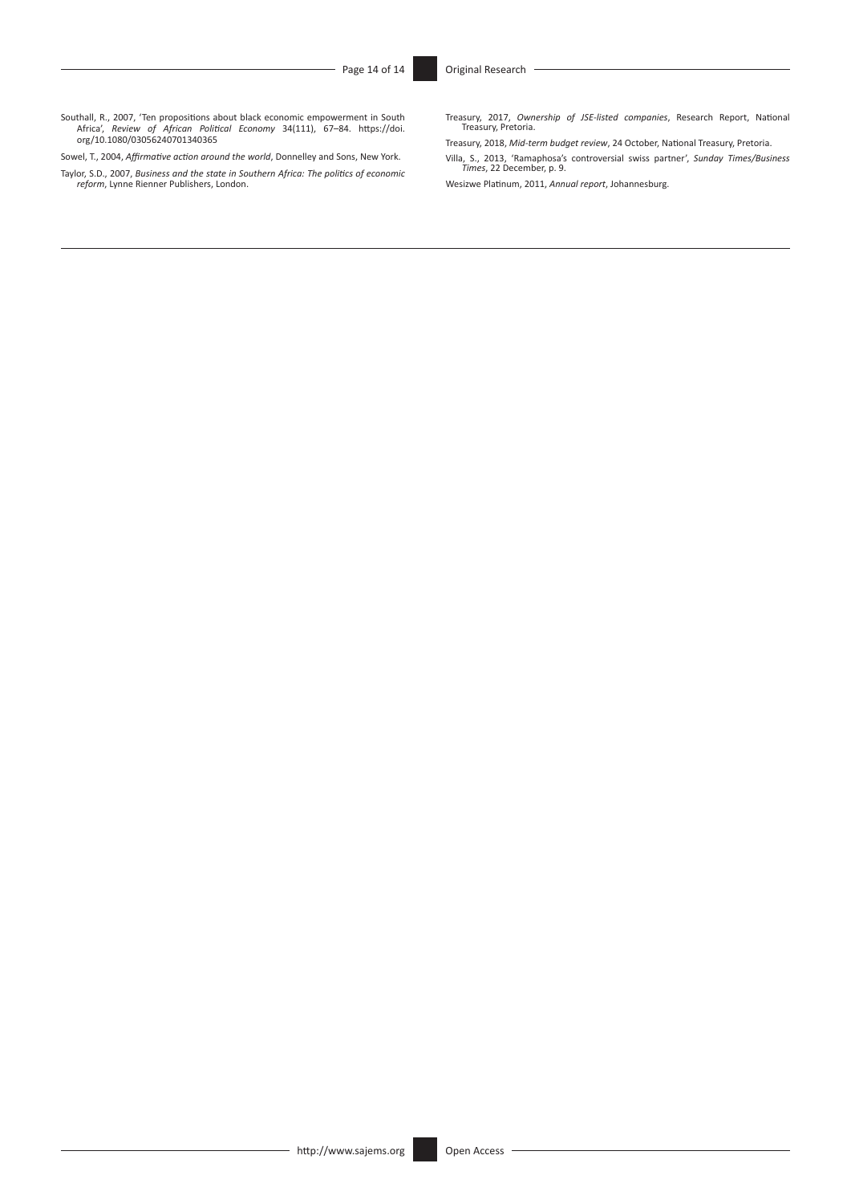Southall, R., 2007, 'Ten propositions about black economic empowerment in South Africa', *Review of African Political Economy* 34(111), 67–84. https://doi.org/10.1080/03056240701340365

Sowel, T., 2004, *Affirmative action around the world*, Donnelley and Sons, New York.

Taylor, S.D., 2007, *Business and the state in Southern Africa: The politics of economic reform*, Lynne Rienner Publishers, London.

Treasury, 2017, *Ownership of JSE-listed companies*, Research Report, National Treasury, Pretoria.

Treasury, 2018, *Mid-term budget review*, 24 October, National Treasury, Pretoria.

Villa, S., 2013, 'Ramaphosa's controversial swiss partner', *Sunday Times/Business Times*, 22 December, p. 9.

Wesizwe Platinum, 2011, *Annual report*, Johannesburg.